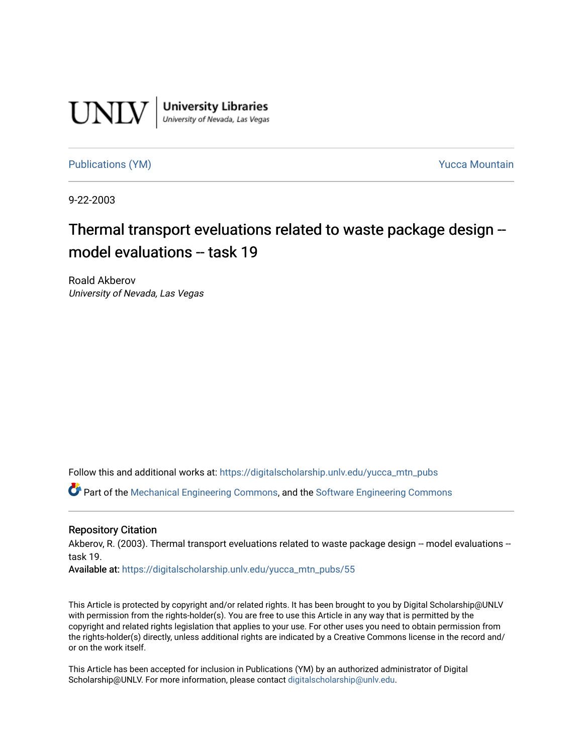UNLV | University Libraries
University of Nevada, Las Vegas

Publications (YM) | Yucca Mountain

9-22-2003

# Thermal transport eveluations related to waste package design -- model evaluations -- task 19

Roald Akberov
*University of Nevada, Las Vegas*

Follow this and additional works at: https://digitalscholarship.unlv.edu/yucca_mtn_pubs

Part of the Mechanical Engineering Commons, and the Software Engineering Commons

## Repository Citation

Akberov, R. (2003). Thermal transport eveluations related to waste package design -- model evaluations -- task 19.

**Available at:** https://digitalscholarship.unlv.edu/yucca_mtn_pubs/55

This Article is protected by copyright and/or related rights. It has been brought to you by Digital Scholarship@UNLV with permission from the rights-holder(s). You are free to use this Article in any way that is permitted by the copyright and related rights legislation that applies to your use. For other uses you need to obtain permission from the rights-holder(s) directly, unless additional rights are indicated by a Creative Commons license in the record and/or on the work itself.

This Article has been accepted for inclusion in Publications (YM) by an authorized administrator of Digital Scholarship@UNLV. For more information, please contact digitalscholarship@unlv.edu.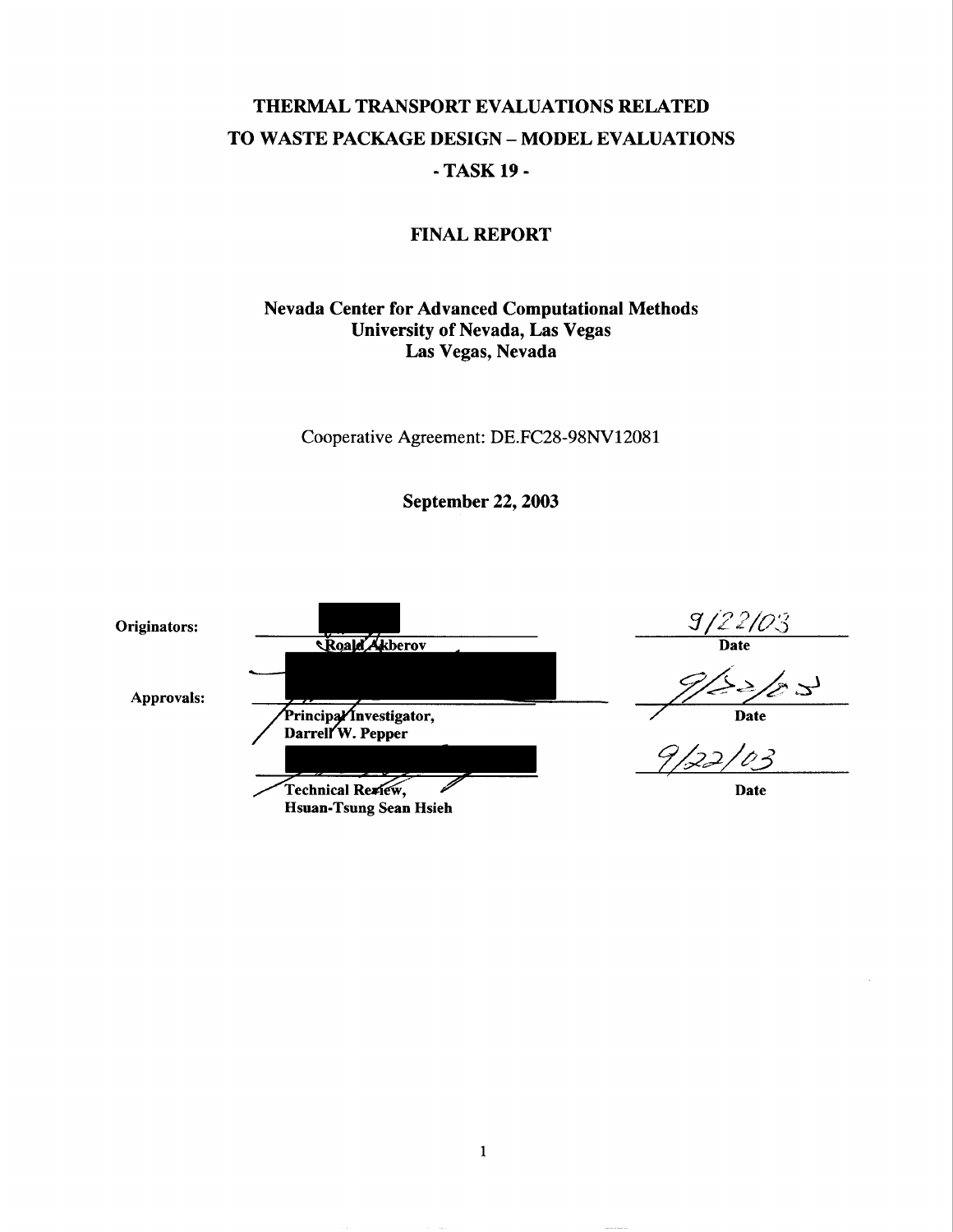# THERMAL TRANSPORT EVALUATIONS RELATED TO WASTE PACKAGE DESIGN – MODEL EVALUATIONS

## - TASK 19 -

## FINAL REPORT

**Nevada Center for Advanced Computational Methods**
**University of Nevada, Las Vegas**
**Las Vegas, Nevada**

Cooperative Agreement: DE.FC28-98NV12081

**September 22, 2003**

| | | |
|---|---|---|
| **Originators:** | Roald Akberov | 9/22/03 **Date** |
| **Approvals:** | Principal Investigator, Darrell W. Pepper | 9/22/03 **Date** |
| | Technical Review, Hsuan-Tsung Sean Hsieh | 9/22/03 **Date** |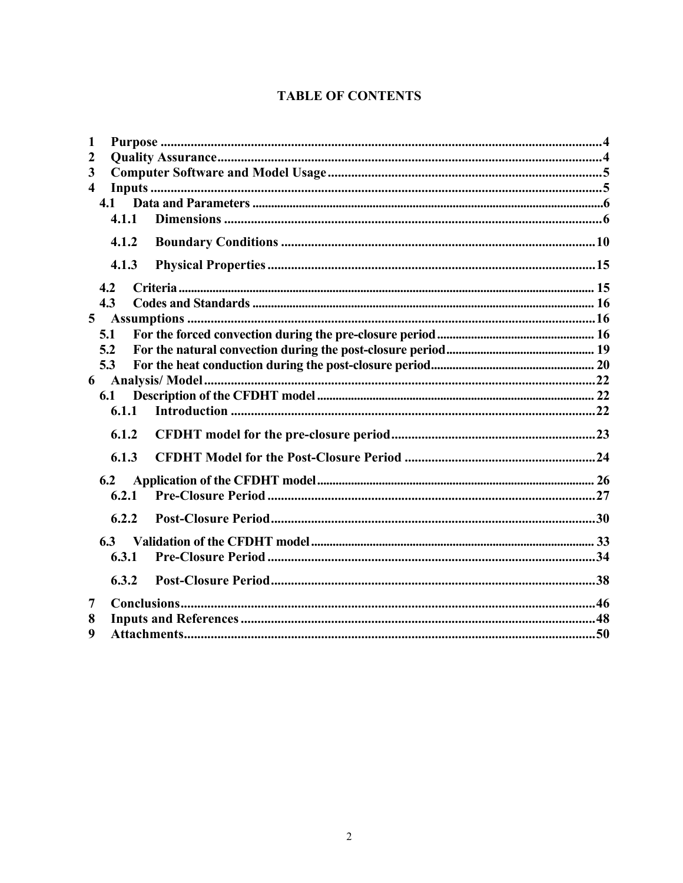# TABLE OF CONTENTS

1 Purpose ........................................................................................................................4
2 Quality Assurance...........................................................................................................4
3 Computer Software and Model Usage................................................................................5
4 Inputs ............................................................................................................................5
  4.1 Data and Parameters ......................................................................................................6
    4.1.1 Dimensions .............................................................................................................6
    4.1.2 Boundary Conditions ...............................................................................................10
    4.1.3 Physical Properties ..................................................................................................15
  4.2 Criteria ......................................................................................................................15
  4.3 Codes and Standards ....................................................................................................16
5 Assumptions ...................................................................................................................16
  5.1 For the forced convection during the pre-closure period ...................................................16
  5.2 For the natural convection during the post-closure period .................................................19
  5.3 For the heat conduction during the post-closure period......................................................20
6 Analysis/ Model...............................................................................................................22
  6.1 Description of the CFDHT model ...................................................................................22
    6.1.1 Introduction ............................................................................................................22
    6.1.2 CFDHT model for the pre-closure period.....................................................................23
    6.1.3 CFDHT Model for the Post-Closure Period ..................................................................24
  6.2 Application of the CFDHT model....................................................................................26
    6.2.1 Pre-Closure Period ...................................................................................................27
    6.2.2 Post-Closure Period..................................................................................................30
  6.3 Validation of the CFDHT model......................................................................................33
    6.3.1 Pre-Closure Period ...................................................................................................34
    6.3.2 Post-Closure Period..................................................................................................38
7 Conclusions.....................................................................................................................46
8 Inputs and References ......................................................................................................48
9 Attachments.....................................................................................................................50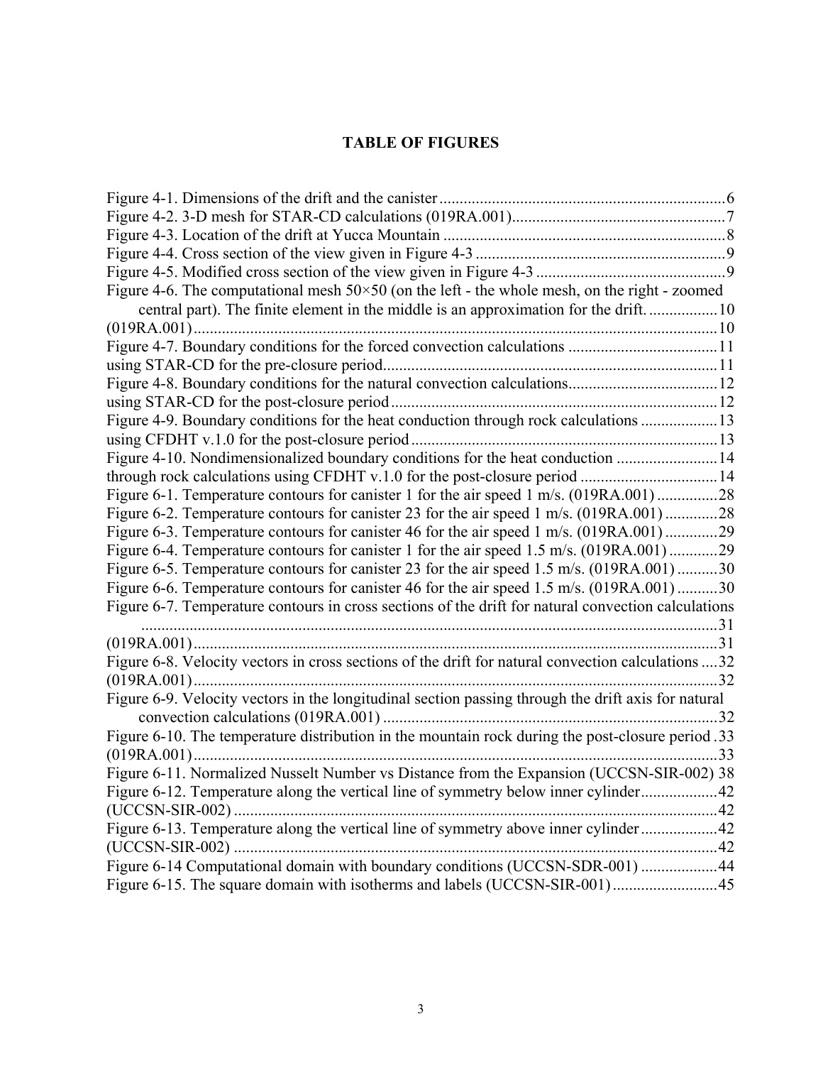# TABLE OF FIGURES

Figure 4-1. Dimensions of the drift and the canister ........................................................................6
Figure 4-2. 3-D mesh for STAR-CD calculations (019RA.001)......................................................7
Figure 4-3. Location of the drift at Yucca Mountain .......................................................................8
Figure 4-4. Cross section of the view given in Figure 4-3 ...............................................................9
Figure 4-5. Modified cross section of the view given in Figure 4-3 ................................................9
Figure 4-6. The computational mesh 50×50 (on the left - the whole mesh, on the right - zoomed central part). The finite element in the middle is an approximation for the drift. .................10
(019RA.001)....................................................................................................................................10
Figure 4-7. Boundary conditions for the forced convection calculations ......................................11
using STAR-CD for the pre-closure period.....................................................................................11
Figure 4-8. Boundary conditions for the natural convection calculations......................................12
using STAR-CD for the post-closure period ...................................................................................12
Figure 4-9. Boundary conditions for the heat conduction through rock calculations ...................13
using CFDHT v.1.0 for the post-closure period ..............................................................................13
Figure 4-10. Nondimensionalized boundary conditions for the heat conduction .........................14
through rock calculations using CFDHT v.1.0 for the post-closure period ...................................14
Figure 6-1. Temperature contours for canister 1 for the air speed 1 m/s. (019RA.001) ...............28
Figure 6-2. Temperature contours for canister 23 for the air speed 1 m/s. (019RA.001) .............28
Figure 6-3. Temperature contours for canister 46 for the air speed 1 m/s. (019RA.001) .............29
Figure 6-4. Temperature contours for canister 1 for the air speed 1.5 m/s. (019RA.001) ............29
Figure 6-5. Temperature contours for canister 23 for the air speed 1.5 m/s. (019RA.001) ..........30
Figure 6-6. Temperature contours for canister 46 for the air speed 1.5 m/s. (019RA.001) ..........30
Figure 6-7. Temperature contours in cross sections of the drift for natural convection calculations ......................................................................................................................................31
(019RA.001)....................................................................................................................................31
Figure 6-8. Velocity vectors in cross sections of the drift for natural convection calculations ....32
(019RA.001)....................................................................................................................................32
Figure 6-9. Velocity vectors in the longitudinal section passing through the drift axis for natural convection calculations (019RA.001) ....................................................................................32
Figure 6-10. The temperature distribution in the mountain rock during the post-closure period .33
(019RA.001)....................................................................................................................................33
Figure 6-11. Normalized Nusselt Number vs Distance from the Expansion (UCCSN-SIR-002) 38
Figure 6-12. Temperature along the vertical line of symmetry below inner cylinder...................42
(UCCSN-SIR-002) .........................................................................................................................42
Figure 6-13. Temperature along the vertical line of symmetry above inner cylinder...................42
(UCCSN-SIR-002) .........................................................................................................................42
Figure 6-14 Computational domain with boundary conditions (UCCSN-SDR-001) ...................44
Figure 6-15. The square domain with isotherms and labels (UCCSN-SIR-001) ..........................45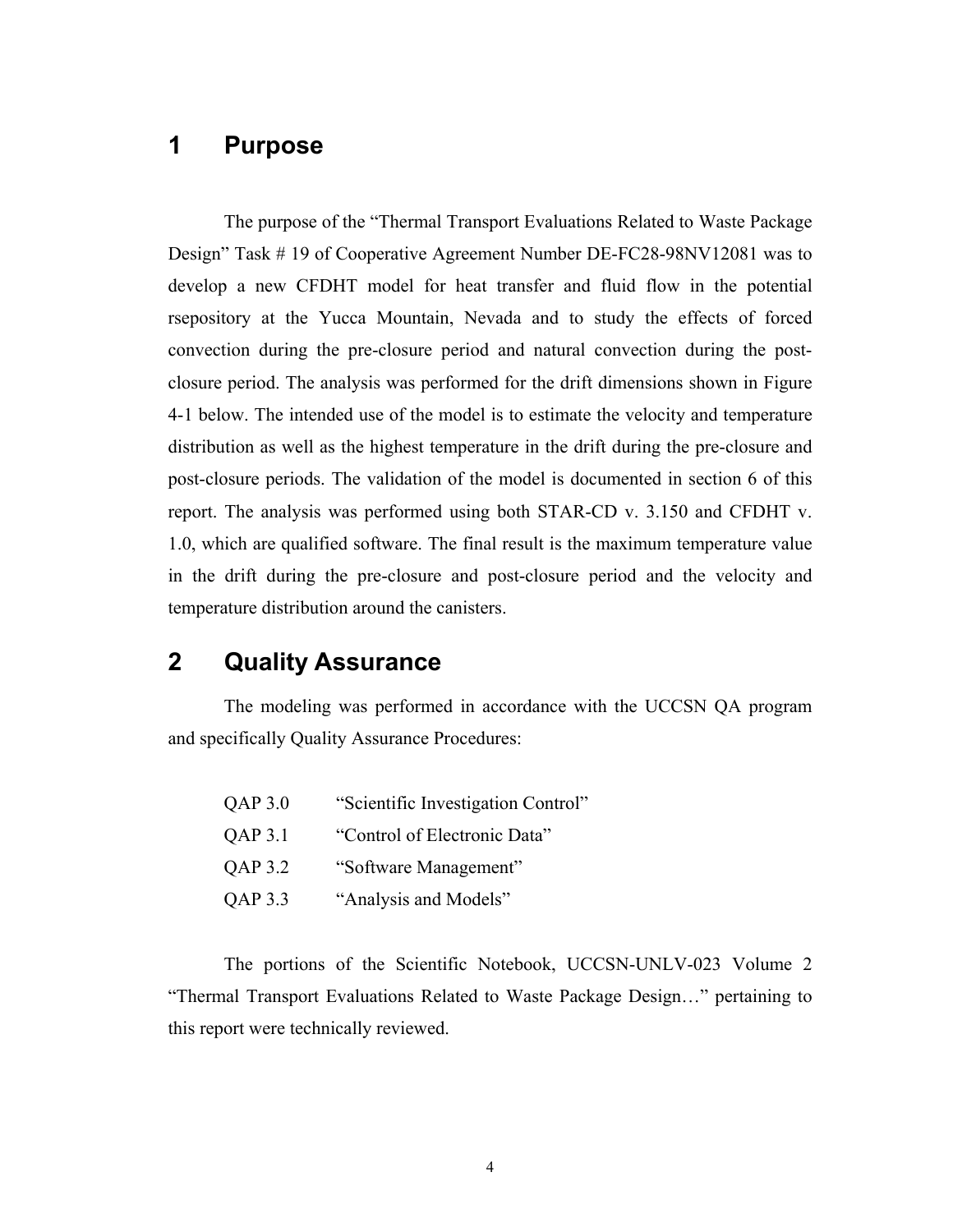# 1 Purpose

The purpose of the "Thermal Transport Evaluations Related to Waste Package Design" Task # 19 of Cooperative Agreement Number DE-FC28-98NV12081 was to develop a new CFDHT model for heat transfer and fluid flow in the potential rsepository at the Yucca Mountain, Nevada and to study the effects of forced convection during the pre-closure period and natural convection during the post-closure period. The analysis was performed for the drift dimensions shown in Figure 4-1 below. The intended use of the model is to estimate the velocity and temperature distribution as well as the highest temperature in the drift during the pre-closure and post-closure periods. The validation of the model is documented in section 6 of this report. The analysis was performed using both STAR-CD v. 3.150 and CFDHT v. 1.0, which are qualified software. The final result is the maximum temperature value in the drift during the pre-closure and post-closure period and the velocity and temperature distribution around the canisters.

# 2 Quality Assurance

The modeling was performed in accordance with the UCCSN QA program and specifically Quality Assurance Procedures:

| | |
|---|---|
| QAP 3.0 | "Scientific Investigation Control" |
| QAP 3.1 | "Control of Electronic Data" |
| QAP 3.2 | "Software Management" |
| QAP 3.3 | "Analysis and Models" |

The portions of the Scientific Notebook, UCCSN-UNLV-023 Volume 2 "Thermal Transport Evaluations Related to Waste Package Design…" pertaining to this report were technically reviewed.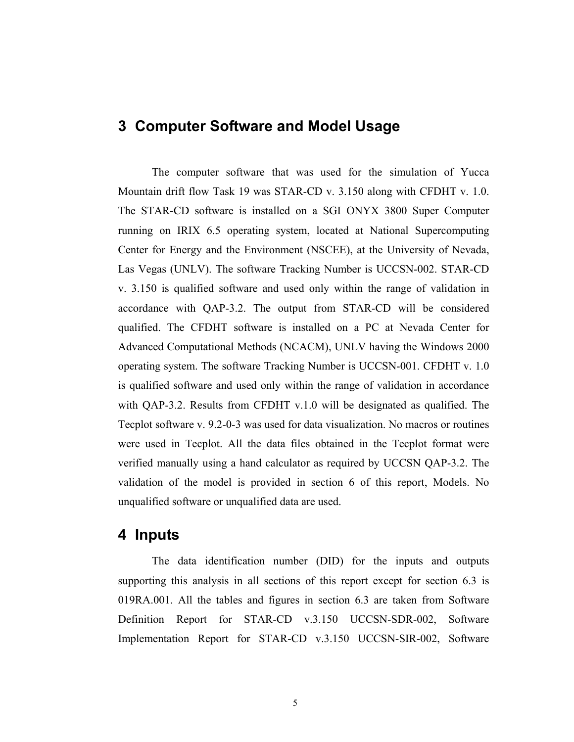# 3 Computer Software and Model Usage

The computer software that was used for the simulation of Yucca Mountain drift flow Task 19 was STAR-CD v. 3.150 along with CFDHT v. 1.0. The STAR-CD software is installed on a SGI ONYX 3800 Super Computer running on IRIX 6.5 operating system, located at National Supercomputing Center for Energy and the Environment (NSCEE), at the University of Nevada, Las Vegas (UNLV). The software Tracking Number is UCCSN-002. STAR-CD v. 3.150 is qualified software and used only within the range of validation in accordance with QAP-3.2. The output from STAR-CD will be considered qualified. The CFDHT software is installed on a PC at Nevada Center for Advanced Computational Methods (NCACM), UNLV having the Windows 2000 operating system. The software Tracking Number is UCCSN-001. CFDHT v. 1.0 is qualified software and used only within the range of validation in accordance with QAP-3.2. Results from CFDHT v.1.0 will be designated as qualified. The Tecplot software v. 9.2-0-3 was used for data visualization. No macros or routines were used in Tecplot. All the data files obtained in the Tecplot format were verified manually using a hand calculator as required by UCCSN QAP-3.2. The validation of the model is provided in section 6 of this report, Models. No unqualified software or unqualified data are used.

# 4 Inputs

The data identification number (DID) for the inputs and outputs supporting this analysis in all sections of this report except for section 6.3 is 019RA.001. All the tables and figures in section 6.3 are taken from Software Definition Report for STAR-CD v.3.150 UCCSN-SDR-002, Software Implementation Report for STAR-CD v.3.150 UCCSN-SIR-002, Software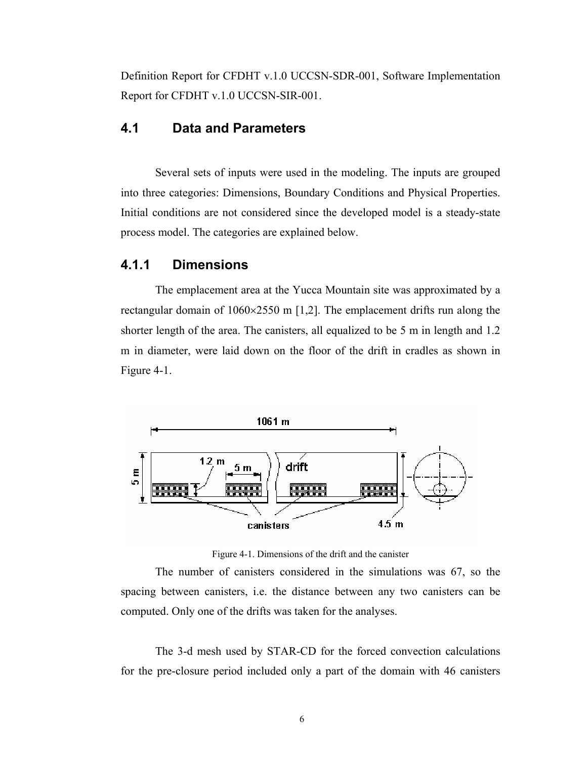Definition Report for CFDHT v.1.0 UCCSN-SDR-001, Software Implementation Report for CFDHT v.1.0 UCCSN-SIR-001.

## 4.1 Data and Parameters

Several sets of inputs were used in the modeling. The inputs are grouped into three categories: Dimensions, Boundary Conditions and Physical Properties. Initial conditions are not considered since the developed model is a steady-state process model. The categories are explained below.

### 4.1.1 Dimensions

The emplacement area at the Yucca Mountain site was approximated by a rectangular domain of 1060×2550 m [1,2]. The emplacement drifts run along the shorter length of the area. The canisters, all equalized to be 5 m in length and 1.2 m in diameter, were laid down on the floor of the drift in cradles as shown in Figure 4-1.

Figure 4-1. Dimensions of the drift and the canister

The number of canisters considered in the simulations was 67, so the spacing between canisters, i.e. the distance between any two canisters can be computed. Only one of the drifts was taken for the analyses.

The 3-d mesh used by STAR-CD for the forced convection calculations for the pre-closure period included only a part of the domain with 46 canisters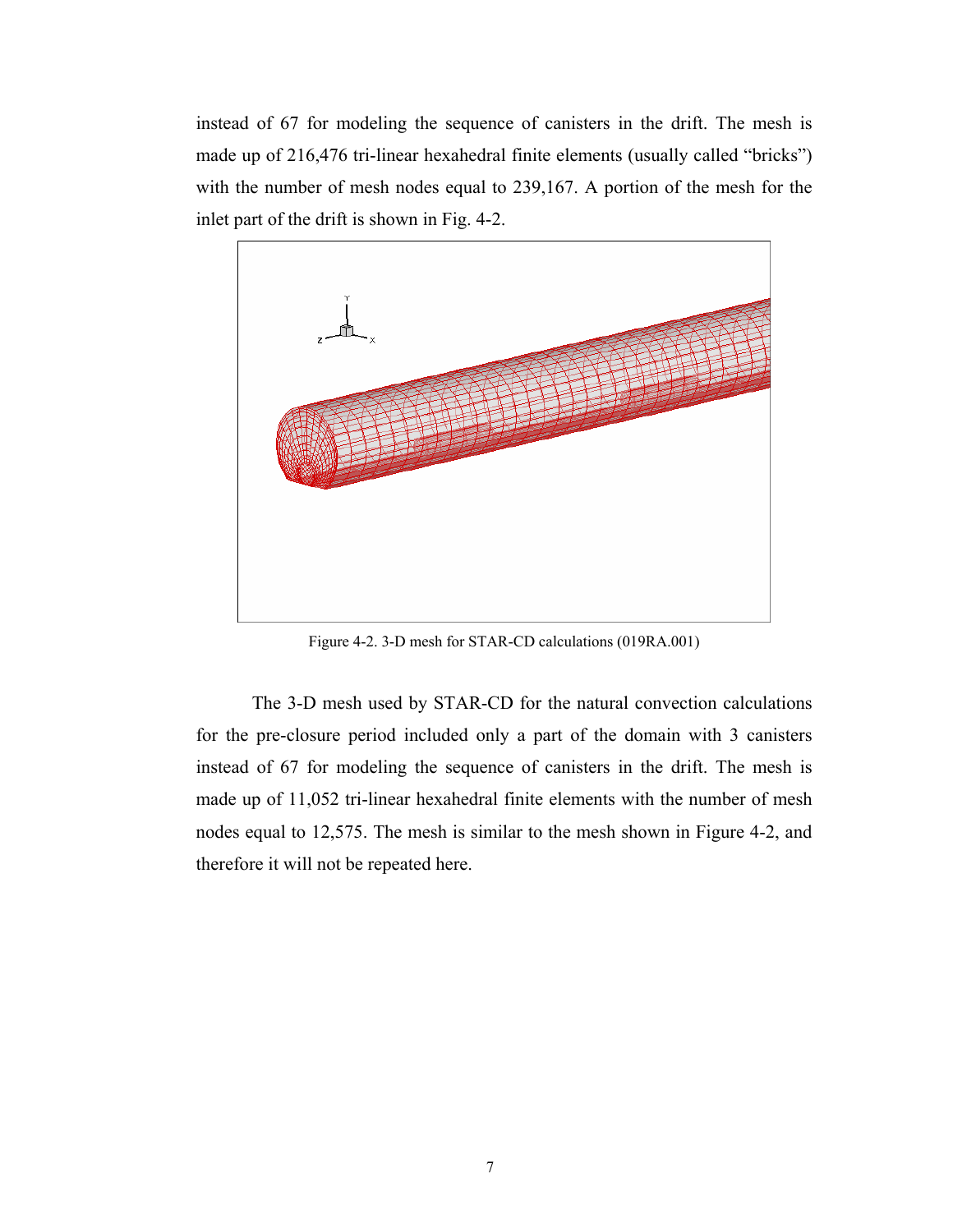instead of 67 for modeling the sequence of canisters in the drift. The mesh is made up of 216,476 tri-linear hexahedral finite elements (usually called "bricks") with the number of mesh nodes equal to 239,167. A portion of the mesh for the inlet part of the drift is shown in Fig. 4-2.

Figure 4-2. 3-D mesh for STAR-CD calculations (019RA.001)

The 3-D mesh used by STAR-CD for the natural convection calculations for the pre-closure period included only a part of the domain with 3 canisters instead of 67 for modeling the sequence of canisters in the drift. The mesh is made up of 11,052 tri-linear hexahedral finite elements with the number of mesh nodes equal to 12,575. The mesh is similar to the mesh shown in Figure 4-2, and therefore it will not be repeated here.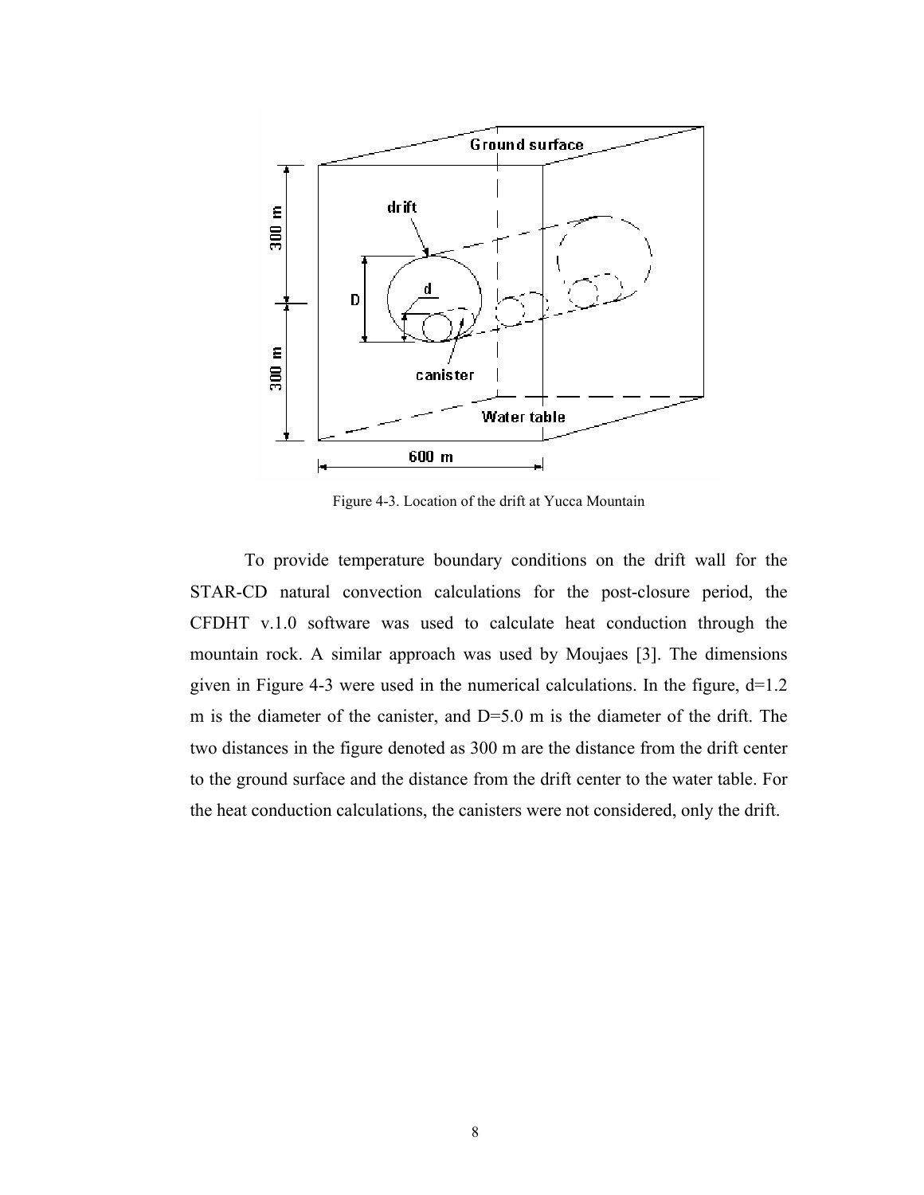Figure 4-3. Location of the drift at Yucca Mountain

To provide temperature boundary conditions on the drift wall for the STAR-CD natural convection calculations for the post-closure period, the CFDHT v.1.0 software was used to calculate heat conduction through the mountain rock. A similar approach was used by Moujaes [3]. The dimensions given in Figure 4-3 were used in the numerical calculations. In the figure, d=1.2 m is the diameter of the canister, and D=5.0 m is the diameter of the drift. The two distances in the figure denoted as 300 m are the distance from the drift center to the ground surface and the distance from the drift center to the water table. For the heat conduction calculations, the canisters were not considered, only the drift.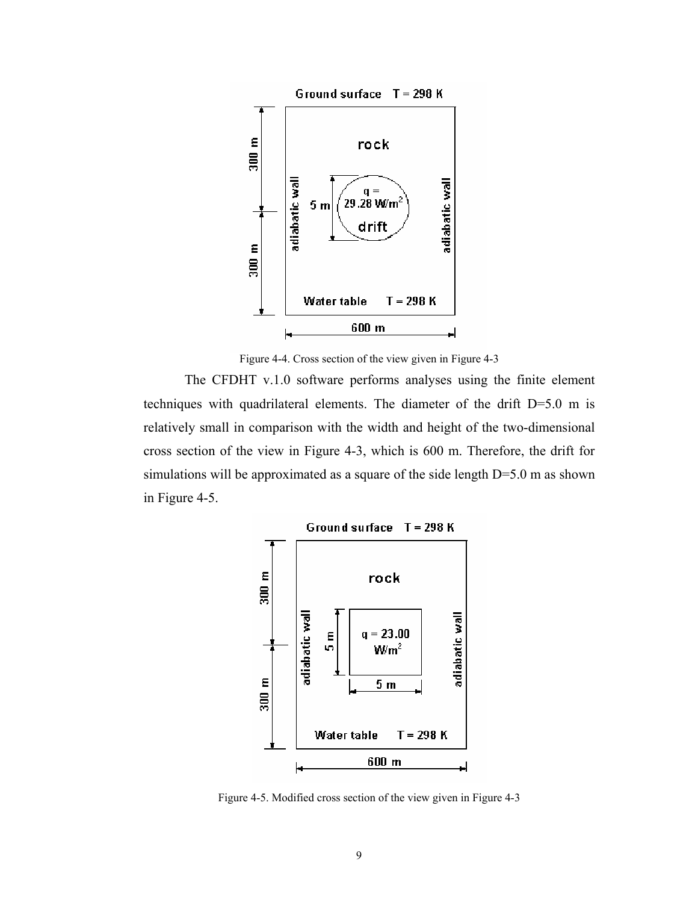Figure 4-4. Cross section of the view given in Figure 4-3

The CFDHT v.1.0 software performs analyses using the finite element techniques with quadrilateral elements. The diameter of the drift D=5.0 m is relatively small in comparison with the width and height of the two-dimensional cross section of the view in Figure 4-3, which is 600 m. Therefore, the drift for simulations will be approximated as a square of the side length D=5.0 m as shown in Figure 4-5.

Figure 4-5. Modified cross section of the view given in Figure 4-3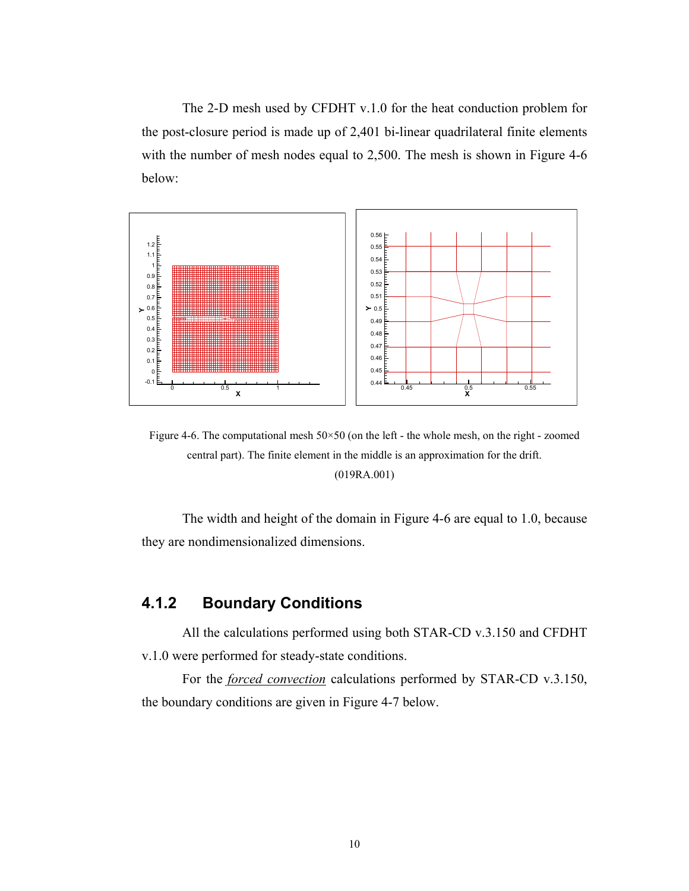The 2-D mesh used by CFDHT v.1.0 for the heat conduction problem for the post-closure period is made up of 2,401 bi-linear quadrilateral finite elements with the number of mesh nodes equal to 2,500. The mesh is shown in Figure 4-6 below:

Figure 4-6. The computational mesh 50×50 (on the left - the whole mesh, on the right - zoomed central part). The finite element in the middle is an approximation for the drift. (019RA.001)

The width and height of the domain in Figure 4-6 are equal to 1.0, because they are nondimensionalized dimensions.

### 4.1.2 Boundary Conditions

All the calculations performed using both STAR-CD v.3.150 and CFDHT v.1.0 were performed for steady-state conditions.

For the *forced convection* calculations performed by STAR-CD v.3.150, the boundary conditions are given in Figure 4-7 below.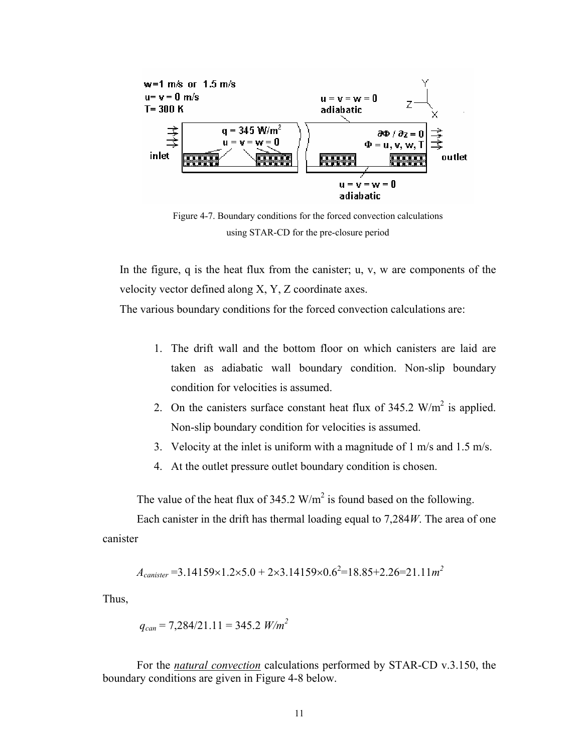Figure 4-7. Boundary conditions for the forced convection calculations using STAR-CD for the pre-closure period

In the figure, q is the heat flux from the canister; u, v, w are components of the velocity vector defined along X, Y, Z coordinate axes.

The various boundary conditions for the forced convection calculations are:

1. The drift wall and the bottom floor on which canisters are laid are taken as adiabatic wall boundary condition. Non-slip boundary condition for velocities is assumed.
2. On the canisters surface constant heat flux of 345.2 W/m$^2$ is applied. Non-slip boundary condition for velocities is assumed.
3. Velocity at the inlet is uniform with a magnitude of 1 m/s and 1.5 m/s.
4. At the outlet pressure outlet boundary condition is chosen.

The value of the heat flux of 345.2 W/m$^2$ is found based on the following.

Each canister in the drift has thermal loading equal to 7,284*W*. The area of one canister

$$A_{canister} = 3.14159 \times 1.2 \times 5.0 + 2 \times 3.14159 \times 0.6^2 = 18.85 + 2.26 = 21.11 m^2$$

Thus,

$$q_{can} = 7{,}284/21.11 = 345.2 \; W/m^2$$

For the <u>*natural convection*</u> calculations performed by STAR-CD v.3.150, the boundary conditions are given in Figure 4-8 below.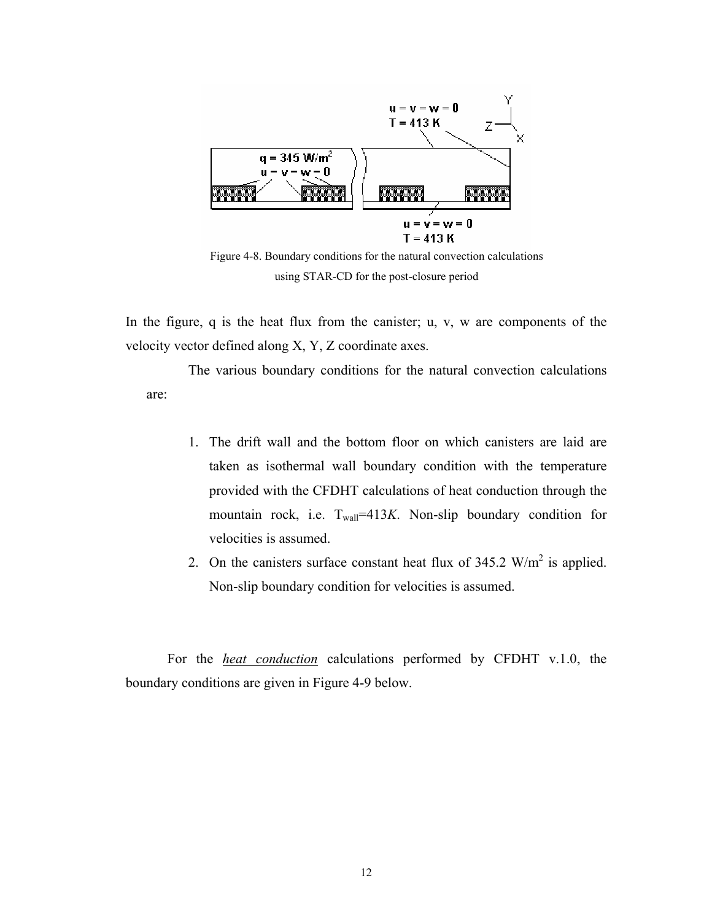Figure 4-8. Boundary conditions for the natural convection calculations using STAR-CD for the post-closure period

In the figure, q is the heat flux from the canister; u, v, w are components of the velocity vector defined along X, Y, Z coordinate axes.

The various boundary conditions for the natural convection calculations are:

1. The drift wall and the bottom floor on which canisters are laid are taken as isothermal wall boundary condition with the temperature provided with the CFDHT calculations of heat conduction through the mountain rock, i.e. $T_{wall}$=413*K*. Non-slip boundary condition for velocities is assumed.
2. On the canisters surface constant heat flux of 345.2 $W/m^2$ is applied. Non-slip boundary condition for velocities is assumed.

For the ***heat conduction*** calculations performed by CFDHT v.1.0, the boundary conditions are given in Figure 4-9 below.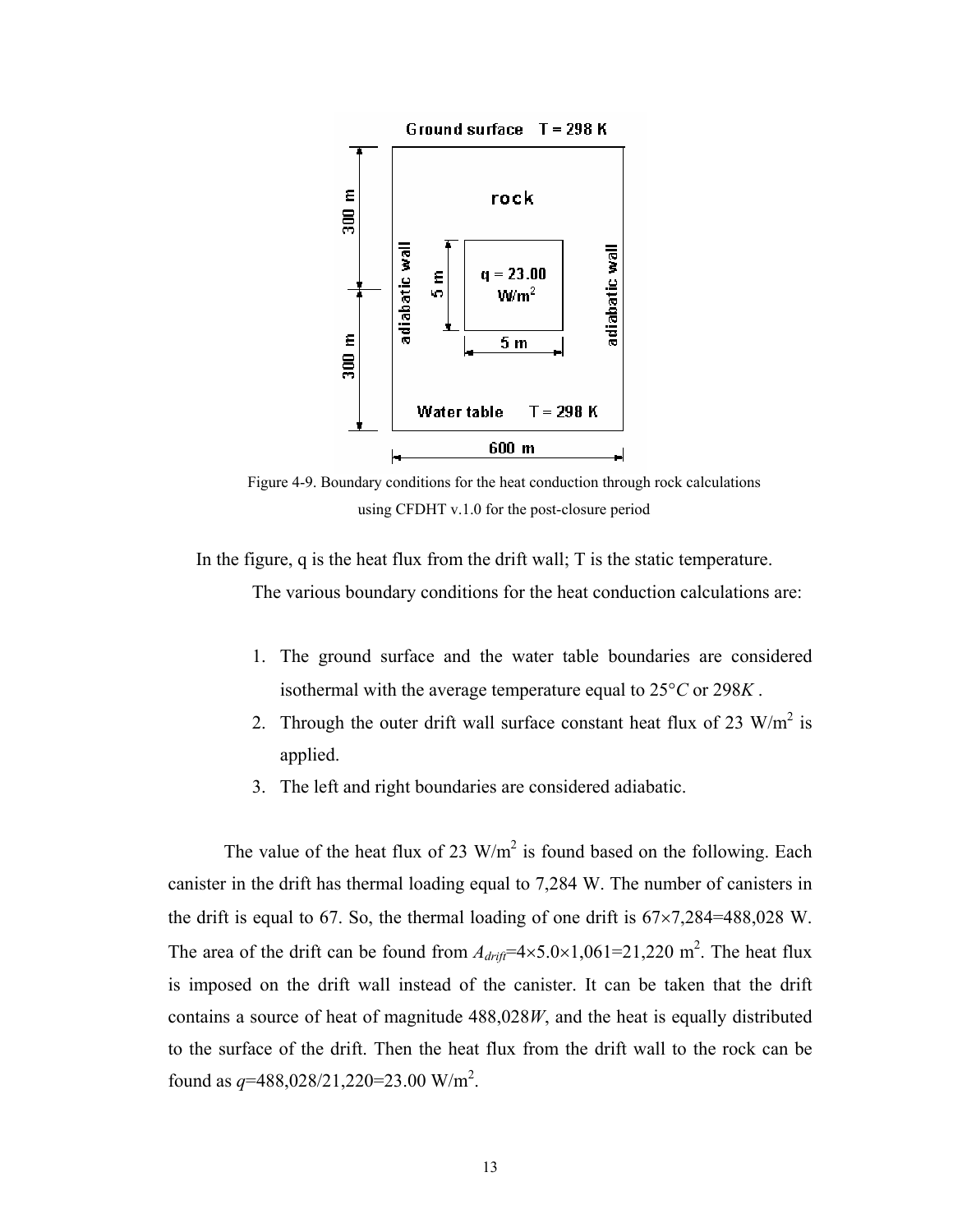Figure 4-9. Boundary conditions for the heat conduction through rock calculations using CFDHT v.1.0 for the post-closure period

In the figure, q is the heat flux from the drift wall; T is the static temperature.

The various boundary conditions for the heat conduction calculations are:

1. The ground surface and the water table boundaries are considered isothermal with the average temperature equal to 25°*C* or 298*K* .
2. Through the outer drift wall surface constant heat flux of 23 W/m$^2$ is applied.
3. The left and right boundaries are considered adiabatic.

The value of the heat flux of 23 W/m$^2$ is found based on the following. Each canister in the drift has thermal loading equal to 7,284 W. The number of canisters in the drift is equal to 67. So, the thermal loading of one drift is 67×7,284=488,028 W. The area of the drift can be found from $A_{drift}$=4×5.0×1,061=21,220 m$^2$. The heat flux is imposed on the drift wall instead of the canister. It can be taken that the drift contains a source of heat of magnitude 488,028*W*, and the heat is equally distributed to the surface of the drift. Then the heat flux from the drift wall to the rock can be found as *q*=488,028/21,220=23.00 W/m$^2$.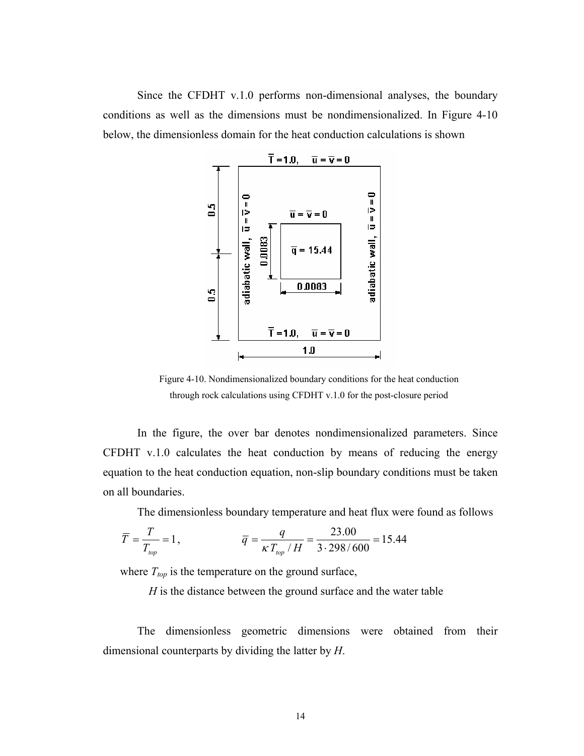Since the CFDHT v.1.0 performs non-dimensional analyses, the boundary conditions as well as the dimensions must be nondimensionalized. In Figure 4-10 below, the dimensionless domain for the heat conduction calculations is shown

Figure 4-10. Nondimensionalized boundary conditions for the heat conduction through rock calculations using CFDHT v.1.0 for the post-closure period

In the figure, the over bar denotes nondimensionalized parameters. Since CFDHT v.1.0 calculates the heat conduction by means of reducing the energy equation to the heat conduction equation, non-slip boundary conditions must be taken on all boundaries.

The dimensionless boundary temperature and heat flux were found as follows

$$\overline{T} = \frac{T}{T_{top}} = 1, \qquad \overline{q} = \frac{q}{\kappa T_{top} / H} = \frac{23.00}{3 \cdot 298 / 600} = 15.44$$

where $T_{top}$ is the temperature on the ground surface,

$H$ is the distance between the ground surface and the water table

The dimensionless geometric dimensions were obtained from their dimensional counterparts by dividing the latter by $H$.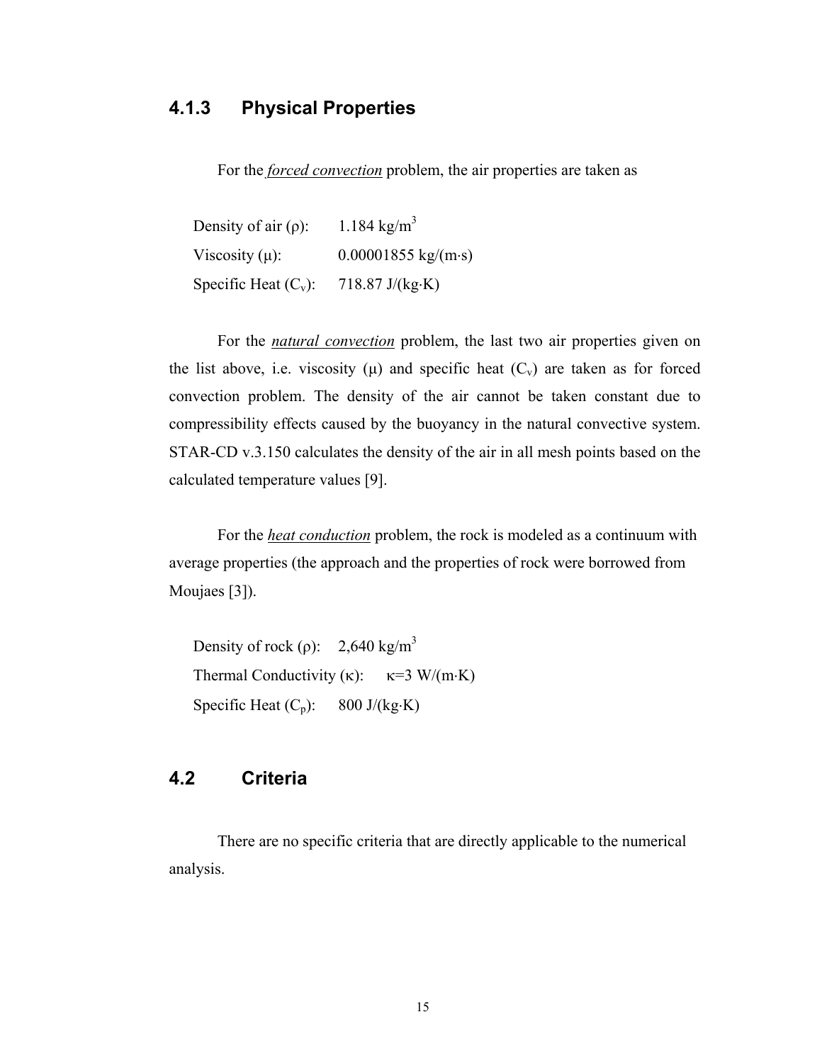### 4.1.3 Physical Properties

For the *forced convection* problem, the air properties are taken as

Density of air ($\rho$): 1.184 kg/m$^3$

Viscosity ($\mu$): 0.00001855 kg/(m·s)

Specific Heat ($C_v$): 718.87 J/(kg·K)

For the *natural convection* problem, the last two air properties given on the list above, i.e. viscosity ($\mu$) and specific heat ($C_v$) are taken as for forced convection problem. The density of the air cannot be taken constant due to compressibility effects caused by the buoyancy in the natural convective system. STAR-CD v.3.150 calculates the density of the air in all mesh points based on the calculated temperature values [9].

For the *heat conduction* problem, the rock is modeled as a continuum with average properties (the approach and the properties of rock were borrowed from Moujaes [3]).

Density of rock ($\rho$): 2,640 kg/m$^3$

Thermal Conductivity ($\kappa$): $\kappa$=3 W/(m·K)

Specific Heat ($C_p$): 800 J/(kg·K)

## 4.2 Criteria

There are no specific criteria that are directly applicable to the numerical analysis.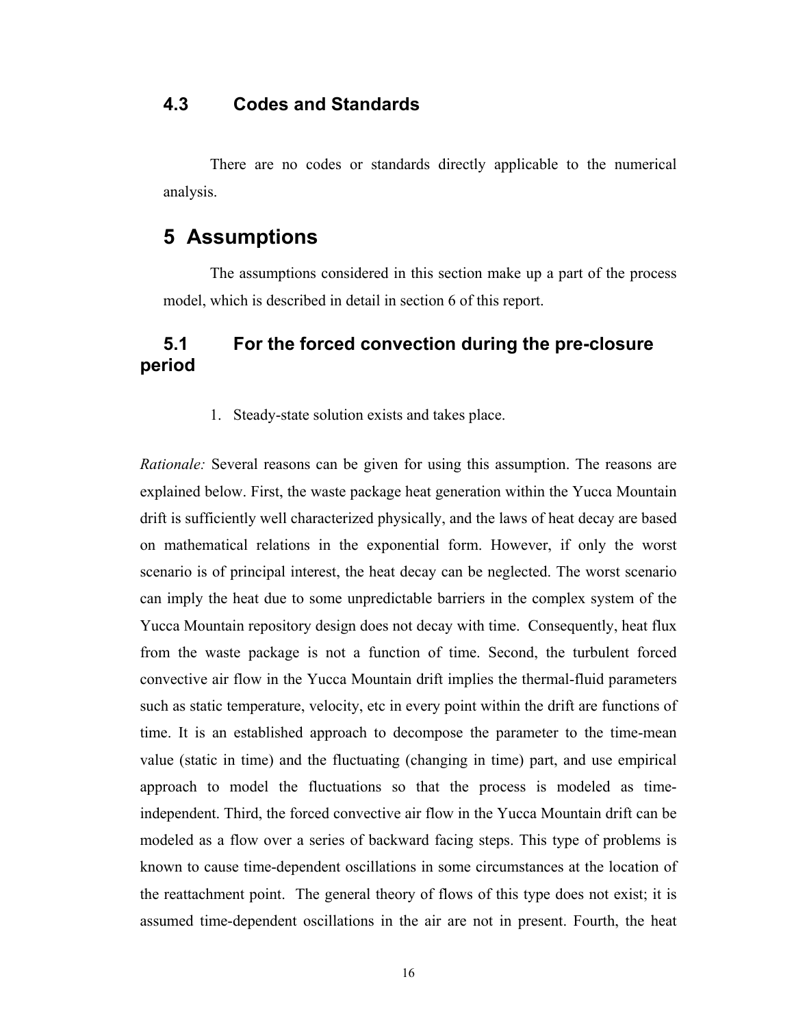### 4.3 Codes and Standards

There are no codes or standards directly applicable to the numerical analysis.

# 5 Assumptions

The assumptions considered in this section make up a part of the process model, which is described in detail in section 6 of this report.

### 5.1 For the forced convection during the pre-closure period

1. Steady-state solution exists and takes place.

*Rationale:* Several reasons can be given for using this assumption. The reasons are explained below. First, the waste package heat generation within the Yucca Mountain drift is sufficiently well characterized physically, and the laws of heat decay are based on mathematical relations in the exponential form. However, if only the worst scenario is of principal interest, the heat decay can be neglected. The worst scenario can imply the heat due to some unpredictable barriers in the complex system of the Yucca Mountain repository design does not decay with time. Consequently, heat flux from the waste package is not a function of time. Second, the turbulent forced convective air flow in the Yucca Mountain drift implies the thermal-fluid parameters such as static temperature, velocity, etc in every point within the drift are functions of time. It is an established approach to decompose the parameter to the time-mean value (static in time) and the fluctuating (changing in time) part, and use empirical approach to model the fluctuations so that the process is modeled as time-independent. Third, the forced convective air flow in the Yucca Mountain drift can be modeled as a flow over a series of backward facing steps. This type of problems is known to cause time-dependent oscillations in some circumstances at the location of the reattachment point. The general theory of flows of this type does not exist; it is assumed time-dependent oscillations in the air are not in present. Fourth, the heat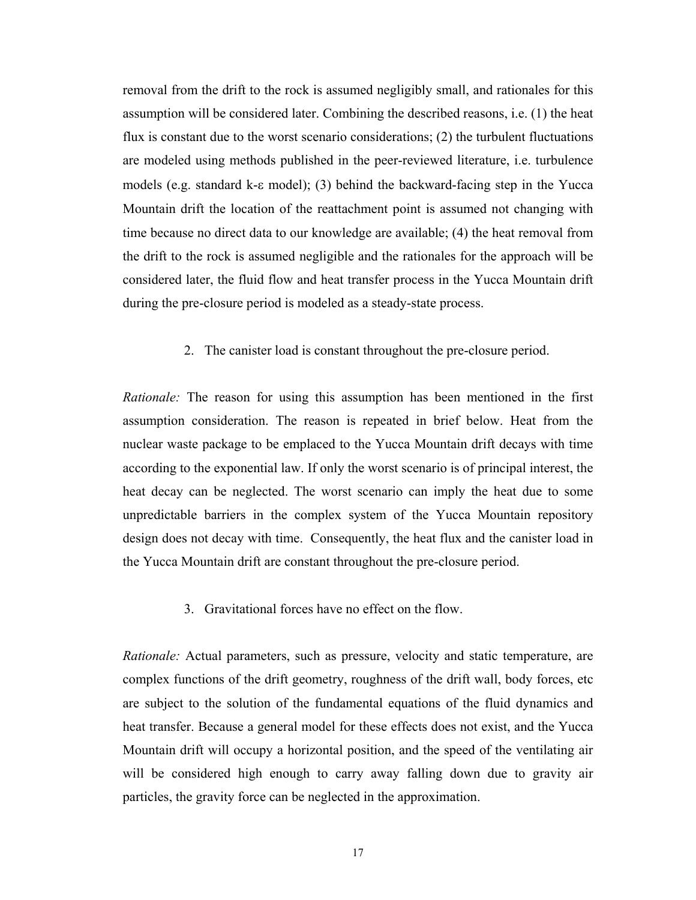removal from the drift to the rock is assumed negligibly small, and rationales for this assumption will be considered later. Combining the described reasons, i.e. (1) the heat flux is constant due to the worst scenario considerations; (2) the turbulent fluctuations are modeled using methods published in the peer-reviewed literature, i.e. turbulence models (e.g. standard k-ε model); (3) behind the backward-facing step in the Yucca Mountain drift the location of the reattachment point is assumed not changing with time because no direct data to our knowledge are available; (4) the heat removal from the drift to the rock is assumed negligible and the rationales for the approach will be considered later, the fluid flow and heat transfer process in the Yucca Mountain drift during the pre-closure period is modeled as a steady-state process.

2. The canister load is constant throughout the pre-closure period.

*Rationale:* The reason for using this assumption has been mentioned in the first assumption consideration. The reason is repeated in brief below. Heat from the nuclear waste package to be emplaced to the Yucca Mountain drift decays with time according to the exponential law. If only the worst scenario is of principal interest, the heat decay can be neglected. The worst scenario can imply the heat due to some unpredictable barriers in the complex system of the Yucca Mountain repository design does not decay with time. Consequently, the heat flux and the canister load in the Yucca Mountain drift are constant throughout the pre-closure period.

3. Gravitational forces have no effect on the flow.

*Rationale:* Actual parameters, such as pressure, velocity and static temperature, are complex functions of the drift geometry, roughness of the drift wall, body forces, etc are subject to the solution of the fundamental equations of the fluid dynamics and heat transfer. Because a general model for these effects does not exist, and the Yucca Mountain drift will occupy a horizontal position, and the speed of the ventilating air will be considered high enough to carry away falling down due to gravity air particles, the gravity force can be neglected in the approximation.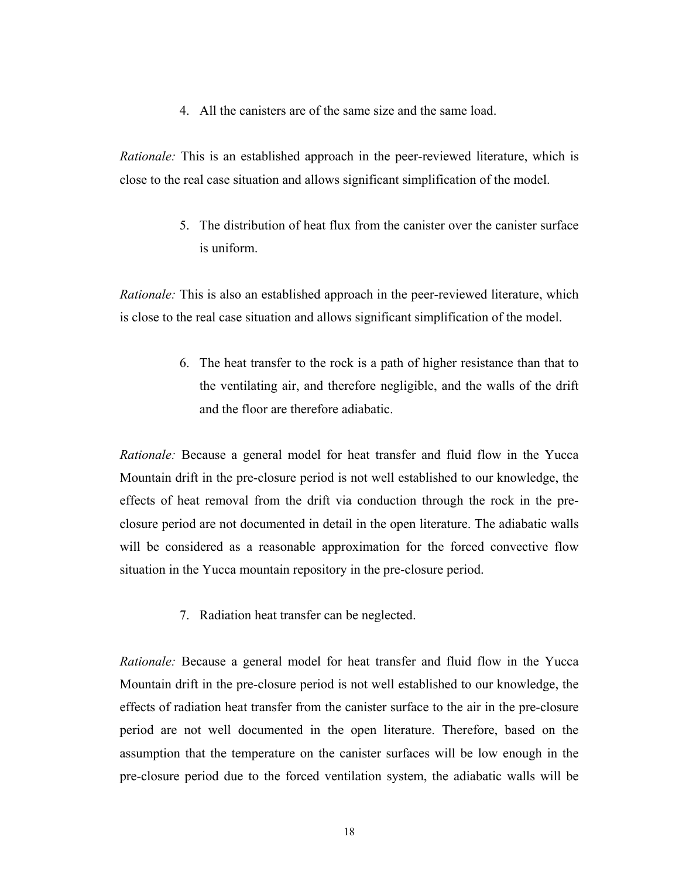4. All the canisters are of the same size and the same load.

*Rationale:* This is an established approach in the peer-reviewed literature, which is close to the real case situation and allows significant simplification of the model.

5. The distribution of heat flux from the canister over the canister surface is uniform.

*Rationale:* This is also an established approach in the peer-reviewed literature, which is close to the real case situation and allows significant simplification of the model.

6. The heat transfer to the rock is a path of higher resistance than that to the ventilating air, and therefore negligible, and the walls of the drift and the floor are therefore adiabatic.

*Rationale:* Because a general model for heat transfer and fluid flow in the Yucca Mountain drift in the pre-closure period is not well established to our knowledge, the effects of heat removal from the drift via conduction through the rock in the pre-closure period are not documented in detail in the open literature. The adiabatic walls will be considered as a reasonable approximation for the forced convective flow situation in the Yucca mountain repository in the pre-closure period.

7. Radiation heat transfer can be neglected.

*Rationale:* Because a general model for heat transfer and fluid flow in the Yucca Mountain drift in the pre-closure period is not well established to our knowledge, the effects of radiation heat transfer from the canister surface to the air in the pre-closure period are not well documented in the open literature. Therefore, based on the assumption that the temperature on the canister surfaces will be low enough in the pre-closure period due to the forced ventilation system, the adiabatic walls will be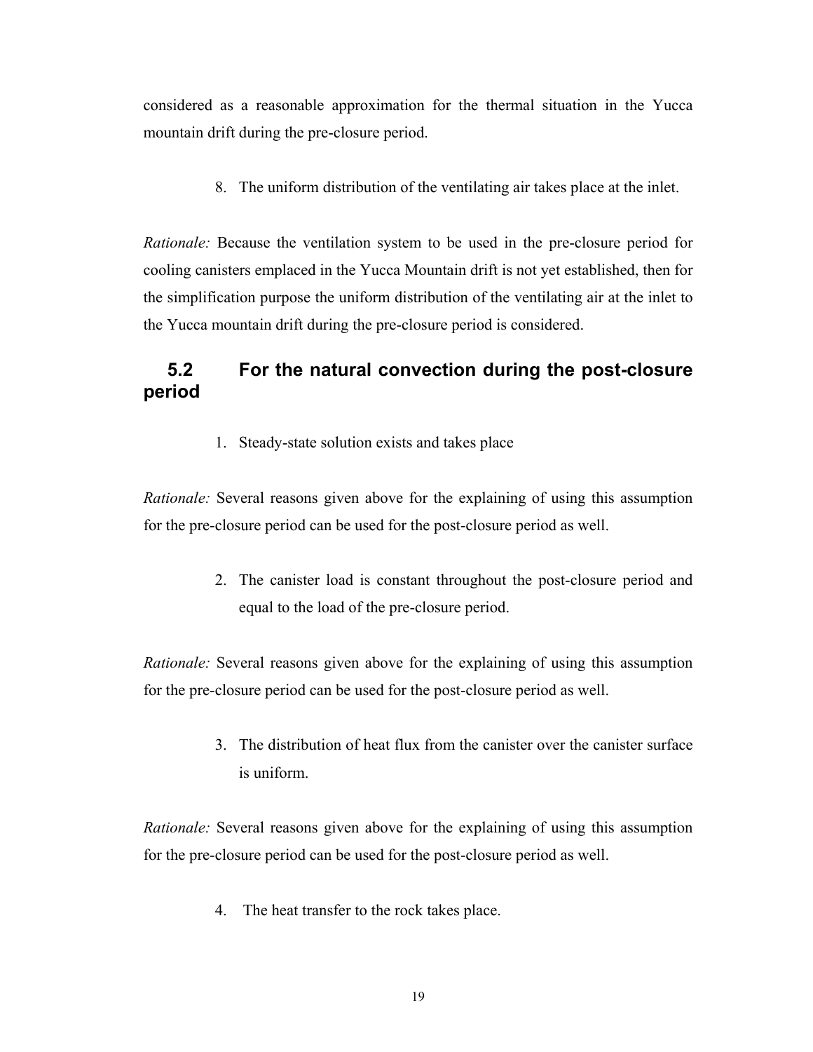considered as a reasonable approximation for the thermal situation in the Yucca mountain drift during the pre-closure period.

8. The uniform distribution of the ventilating air takes place at the inlet.

*Rationale:* Because the ventilation system to be used in the pre-closure period for cooling canisters emplaced in the Yucca Mountain drift is not yet established, then for the simplification purpose the uniform distribution of the ventilating air at the inlet to the Yucca mountain drift during the pre-closure period is considered.

## 5.2 For the natural convection during the post-closure period

1. Steady-state solution exists and takes place

*Rationale:* Several reasons given above for the explaining of using this assumption for the pre-closure period can be used for the post-closure period as well.

2. The canister load is constant throughout the post-closure period and equal to the load of the pre-closure period.

*Rationale:* Several reasons given above for the explaining of using this assumption for the pre-closure period can be used for the post-closure period as well.

3. The distribution of heat flux from the canister over the canister surface is uniform.

*Rationale:* Several reasons given above for the explaining of using this assumption for the pre-closure period can be used for the post-closure period as well.

4. The heat transfer to the rock takes place.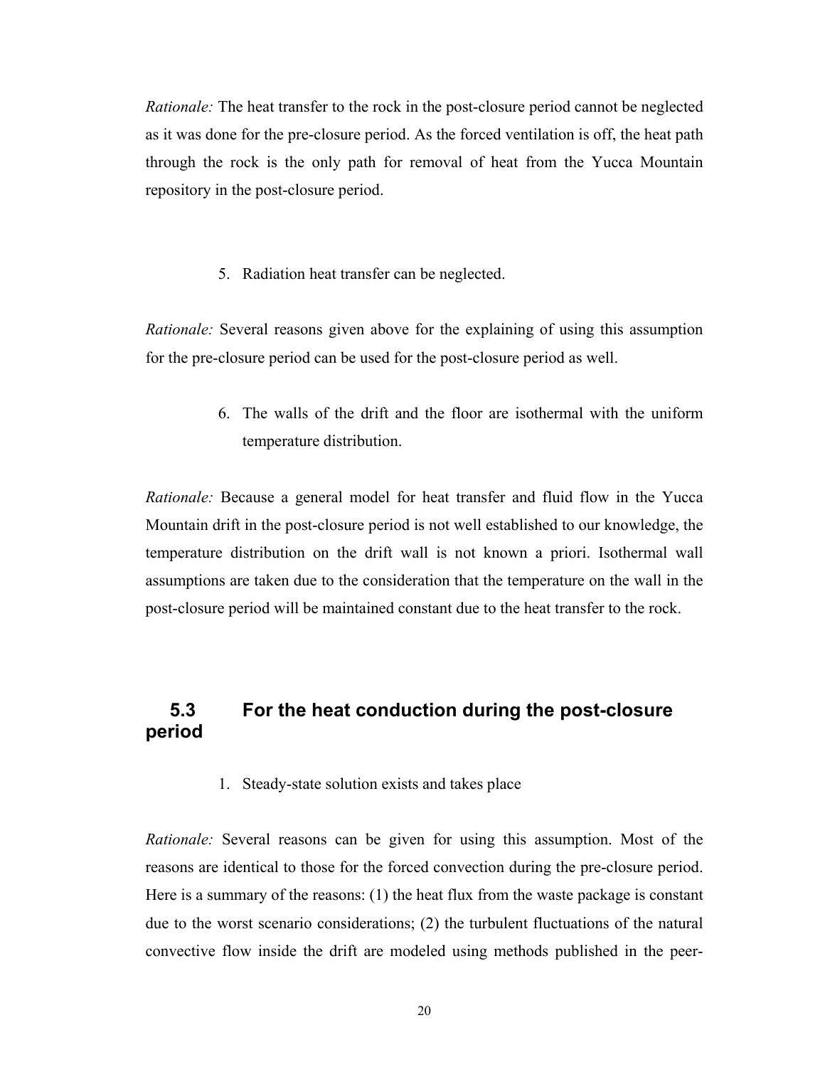*Rationale:* The heat transfer to the rock in the post-closure period cannot be neglected as it was done for the pre-closure period. As the forced ventilation is off, the heat path through the rock is the only path for removal of heat from the Yucca Mountain repository in the post-closure period.

5. Radiation heat transfer can be neglected.

*Rationale:* Several reasons given above for the explaining of using this assumption for the pre-closure period can be used for the post-closure period as well.

6. The walls of the drift and the floor are isothermal with the uniform temperature distribution.

*Rationale:* Because a general model for heat transfer and fluid flow in the Yucca Mountain drift in the post-closure period is not well established to our knowledge, the temperature distribution on the drift wall is not known a priori. Isothermal wall assumptions are taken due to the consideration that the temperature on the wall in the post-closure period will be maintained constant due to the heat transfer to the rock.

## 5.3 For the heat conduction during the post-closure period

1. Steady-state solution exists and takes place

*Rationale:* Several reasons can be given for using this assumption. Most of the reasons are identical to those for the forced convection during the pre-closure period. Here is a summary of the reasons: (1) the heat flux from the waste package is constant due to the worst scenario considerations; (2) the turbulent fluctuations of the natural convective flow inside the drift are modeled using methods published in the peer-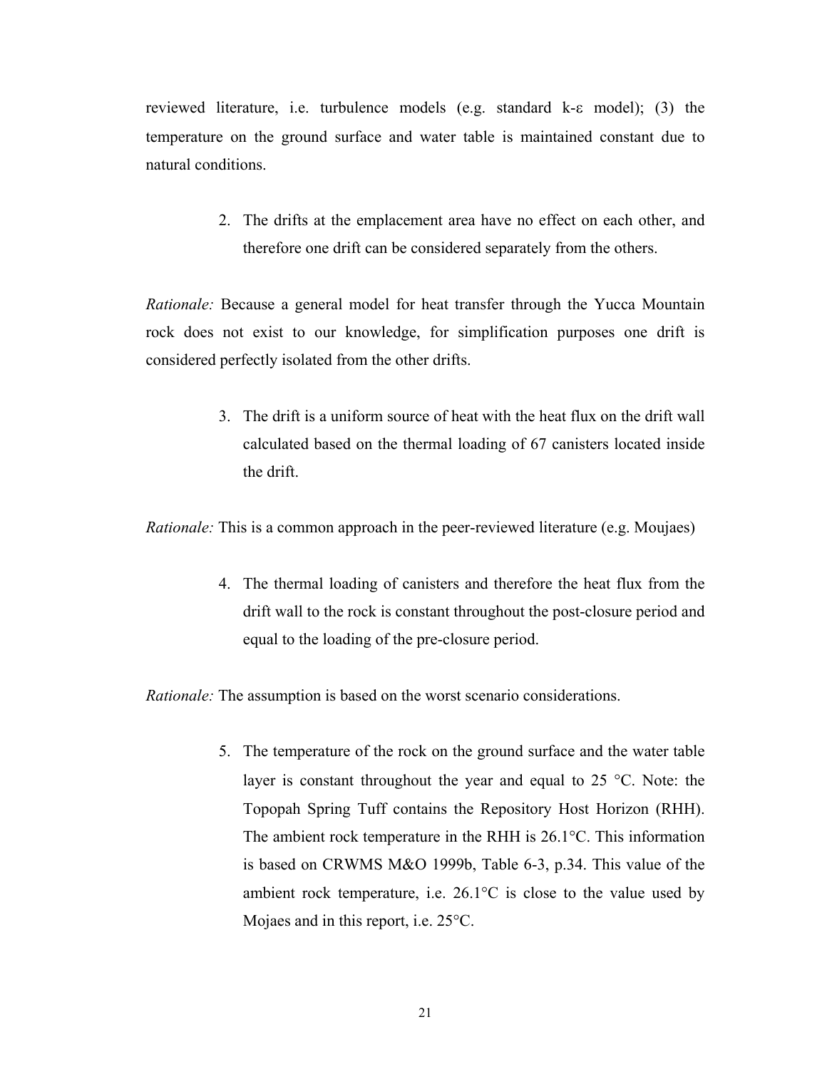reviewed literature, i.e. turbulence models (e.g. standard k-ε model); (3) the temperature on the ground surface and water table is maintained constant due to natural conditions.

2. The drifts at the emplacement area have no effect on each other, and therefore one drift can be considered separately from the others.

*Rationale:* Because a general model for heat transfer through the Yucca Mountain rock does not exist to our knowledge, for simplification purposes one drift is considered perfectly isolated from the other drifts.

3. The drift is a uniform source of heat with the heat flux on the drift wall calculated based on the thermal loading of 67 canisters located inside the drift.

*Rationale:* This is a common approach in the peer-reviewed literature (e.g. Moujaes)

4. The thermal loading of canisters and therefore the heat flux from the drift wall to the rock is constant throughout the post-closure period and equal to the loading of the pre-closure period.

*Rationale:* The assumption is based on the worst scenario considerations.

5. The temperature of the rock on the ground surface and the water table layer is constant throughout the year and equal to 25 °C. Note: the Topopah Spring Tuff contains the Repository Host Horizon (RHH). The ambient rock temperature in the RHH is 26.1°C. This information is based on CRWMS M&O 1999b, Table 6-3, p.34. This value of the ambient rock temperature, i.e. 26.1°C is close to the value used by Mojaes and in this report, i.e. 25°C.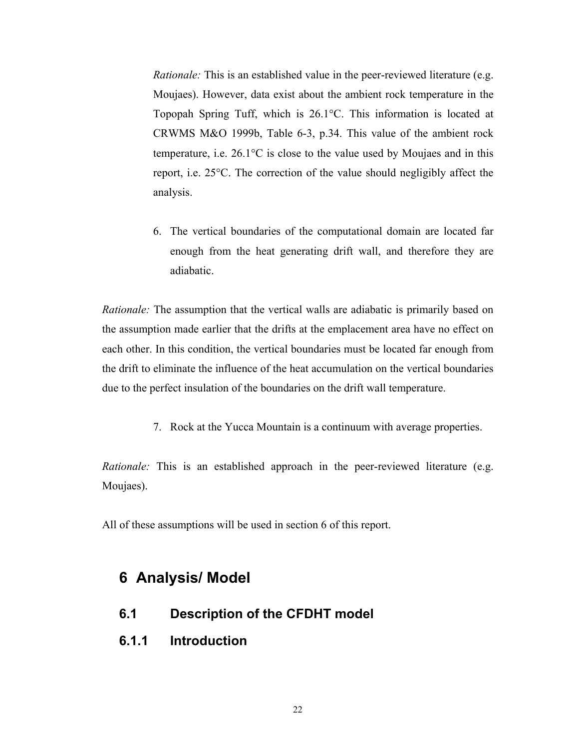*Rationale:* This is an established value in the peer-reviewed literature (e.g. Moujaes). However, data exist about the ambient rock temperature in the Topopah Spring Tuff, which is 26.1°C. This information is located at CRWMS M&O 1999b, Table 6-3, p.34. This value of the ambient rock temperature, i.e. 26.1°C is close to the value used by Moujaes and in this report, i.e. 25°C. The correction of the value should negligibly affect the analysis.

6. The vertical boundaries of the computational domain are located far enough from the heat generating drift wall, and therefore they are adiabatic.

*Rationale:* The assumption that the vertical walls are adiabatic is primarily based on the assumption made earlier that the drifts at the emplacement area have no effect on each other. In this condition, the vertical boundaries must be located far enough from the drift to eliminate the influence of the heat accumulation on the vertical boundaries due to the perfect insulation of the boundaries on the drift wall temperature.

7. Rock at the Yucca Mountain is a continuum with average properties.

*Rationale:* This is an established approach in the peer-reviewed literature (e.g. Moujaes).

All of these assumptions will be used in section 6 of this report.

# 6 Analysis/ Model

## 6.1 Description of the CFDHT model

### 6.1.1 Introduction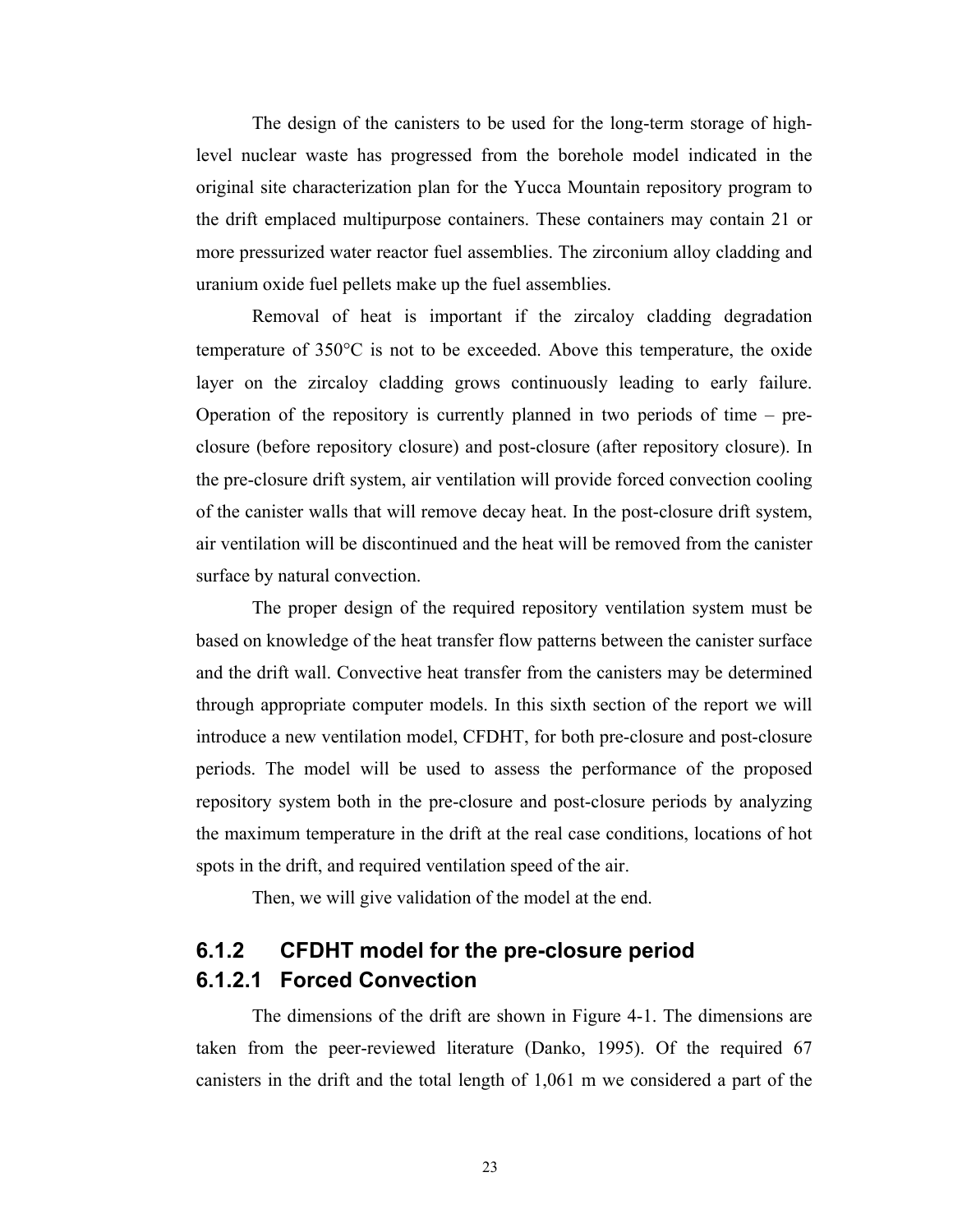The design of the canisters to be used for the long-term storage of high-level nuclear waste has progressed from the borehole model indicated in the original site characterization plan for the Yucca Mountain repository program to the drift emplaced multipurpose containers. These containers may contain 21 or more pressurized water reactor fuel assemblies. The zirconium alloy cladding and uranium oxide fuel pellets make up the fuel assemblies.

Removal of heat is important if the zircaloy cladding degradation temperature of 350°C is not to be exceeded. Above this temperature, the oxide layer on the zircaloy cladding grows continuously leading to early failure. Operation of the repository is currently planned in two periods of time – pre-closure (before repository closure) and post-closure (after repository closure). In the pre-closure drift system, air ventilation will provide forced convection cooling of the canister walls that will remove decay heat. In the post-closure drift system, air ventilation will be discontinued and the heat will be removed from the canister surface by natural convection.

The proper design of the required repository ventilation system must be based on knowledge of the heat transfer flow patterns between the canister surface and the drift wall. Convective heat transfer from the canisters may be determined through appropriate computer models. In this sixth section of the report we will introduce a new ventilation model, CFDHT, for both pre-closure and post-closure periods. The model will be used to assess the performance of the proposed repository system both in the pre-closure and post-closure periods by analyzing the maximum temperature in the drift at the real case conditions, locations of hot spots in the drift, and required ventilation speed of the air.

Then, we will give validation of the model at the end.

### 6.1.2 CFDHT model for the pre-closure period

#### 6.1.2.1 Forced Convection

The dimensions of the drift are shown in Figure 4-1. The dimensions are taken from the peer-reviewed literature (Danko, 1995). Of the required 67 canisters in the drift and the total length of 1,061 m we considered a part of the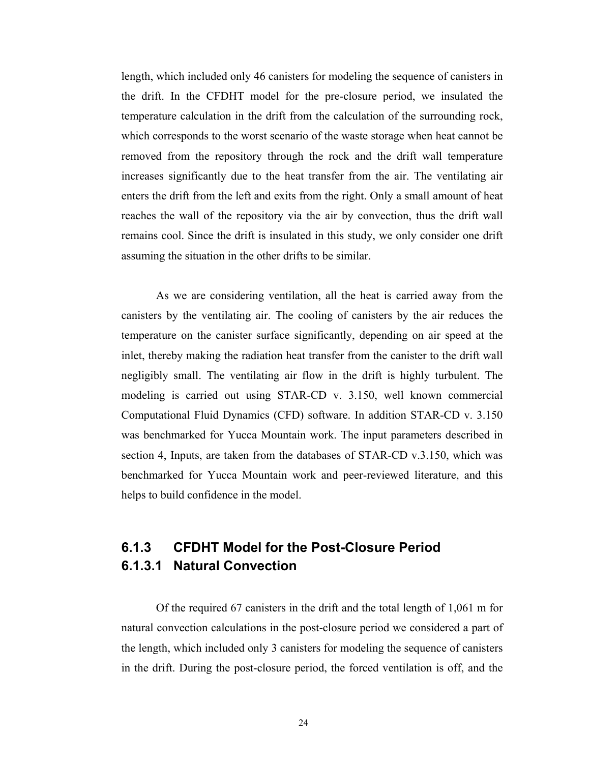length, which included only 46 canisters for modeling the sequence of canisters in the drift. In the CFDHT model for the pre-closure period, we insulated the temperature calculation in the drift from the calculation of the surrounding rock, which corresponds to the worst scenario of the waste storage when heat cannot be removed from the repository through the rock and the drift wall temperature increases significantly due to the heat transfer from the air. The ventilating air enters the drift from the left and exits from the right. Only a small amount of heat reaches the wall of the repository via the air by convection, thus the drift wall remains cool. Since the drift is insulated in this study, we only consider one drift assuming the situation in the other drifts to be similar.

As we are considering ventilation, all the heat is carried away from the canisters by the ventilating air. The cooling of canisters by the air reduces the temperature on the canister surface significantly, depending on air speed at the inlet, thereby making the radiation heat transfer from the canister to the drift wall negligibly small. The ventilating air flow in the drift is highly turbulent. The modeling is carried out using STAR-CD v. 3.150, well known commercial Computational Fluid Dynamics (CFD) software. In addition STAR-CD v. 3.150 was benchmarked for Yucca Mountain work. The input parameters described in section 4, Inputs, are taken from the databases of STAR-CD v.3.150, which was benchmarked for Yucca Mountain work and peer-reviewed literature, and this helps to build confidence in the model.

### 6.1.3 CFDHT Model for the Post-Closure Period

#### 6.1.3.1 Natural Convection

Of the required 67 canisters in the drift and the total length of 1,061 m for natural convection calculations in the post-closure period we considered a part of the length, which included only 3 canisters for modeling the sequence of canisters in the drift. During the post-closure period, the forced ventilation is off, and the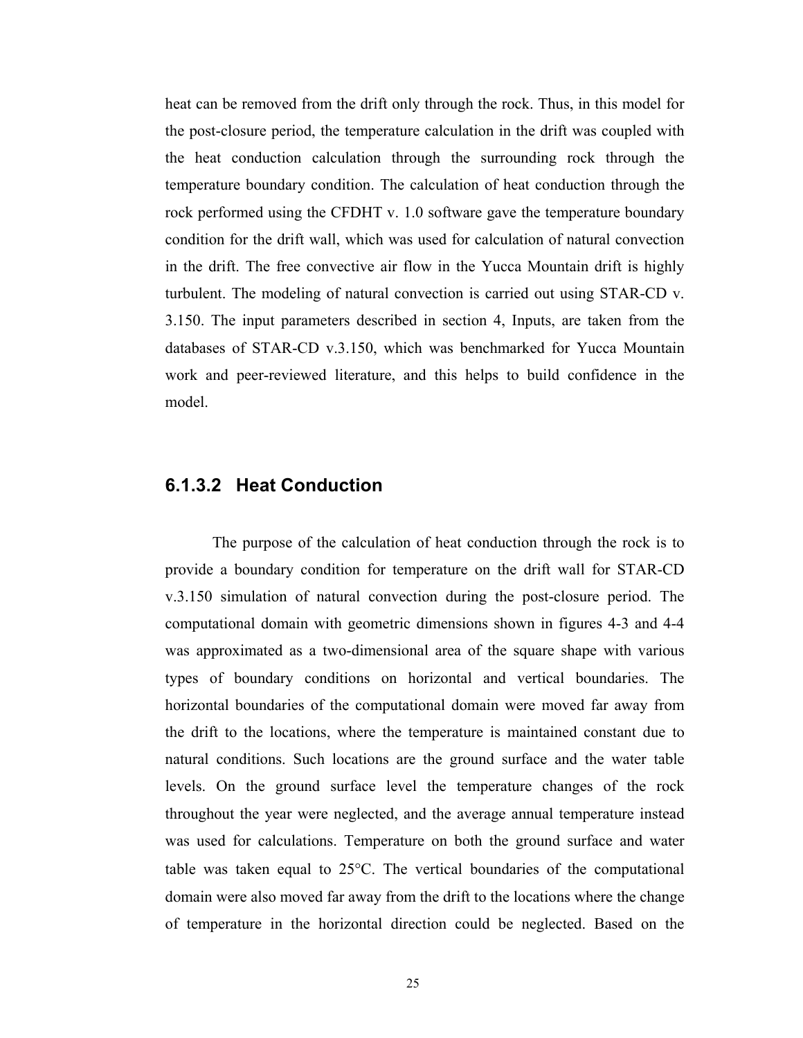heat can be removed from the drift only through the rock. Thus, in this model for the post-closure period, the temperature calculation in the drift was coupled with the heat conduction calculation through the surrounding rock through the temperature boundary condition. The calculation of heat conduction through the rock performed using the CFDHT v. 1.0 software gave the temperature boundary condition for the drift wall, which was used for calculation of natural convection in the drift. The free convective air flow in the Yucca Mountain drift is highly turbulent. The modeling of natural convection is carried out using STAR-CD v. 3.150. The input parameters described in section 4, Inputs, are taken from the databases of STAR-CD v.3.150, which was benchmarked for Yucca Mountain work and peer-reviewed literature, and this helps to build confidence in the model.

### 6.1.3.2 Heat Conduction

The purpose of the calculation of heat conduction through the rock is to provide a boundary condition for temperature on the drift wall for STAR-CD v.3.150 simulation of natural convection during the post-closure period. The computational domain with geometric dimensions shown in figures 4-3 and 4-4 was approximated as a two-dimensional area of the square shape with various types of boundary conditions on horizontal and vertical boundaries. The horizontal boundaries of the computational domain were moved far away from the drift to the locations, where the temperature is maintained constant due to natural conditions. Such locations are the ground surface and the water table levels. On the ground surface level the temperature changes of the rock throughout the year were neglected, and the average annual temperature instead was used for calculations. Temperature on both the ground surface and water table was taken equal to 25°C. The vertical boundaries of the computational domain were also moved far away from the drift to the locations where the change of temperature in the horizontal direction could be neglected. Based on the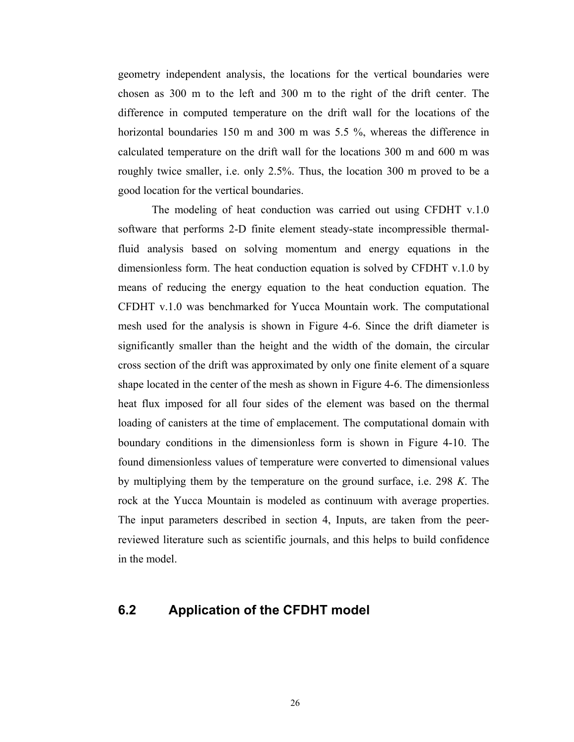geometry independent analysis, the locations for the vertical boundaries were chosen as 300 m to the left and 300 m to the right of the drift center. The difference in computed temperature on the drift wall for the locations of the horizontal boundaries 150 m and 300 m was 5.5 %, whereas the difference in calculated temperature on the drift wall for the locations 300 m and 600 m was roughly twice smaller, i.e. only 2.5%. Thus, the location 300 m proved to be a good location for the vertical boundaries.

The modeling of heat conduction was carried out using CFDHT v.1.0 software that performs 2-D finite element steady-state incompressible thermal-fluid analysis based on solving momentum and energy equations in the dimensionless form. The heat conduction equation is solved by CFDHT v.1.0 by means of reducing the energy equation to the heat conduction equation. The CFDHT v.1.0 was benchmarked for Yucca Mountain work. The computational mesh used for the analysis is shown in Figure 4-6. Since the drift diameter is significantly smaller than the height and the width of the domain, the circular cross section of the drift was approximated by only one finite element of a square shape located in the center of the mesh as shown in Figure 4-6. The dimensionless heat flux imposed for all four sides of the element was based on the thermal loading of canisters at the time of emplacement. The computational domain with boundary conditions in the dimensionless form is shown in Figure 4-10. The found dimensionless values of temperature were converted to dimensional values by multiplying them by the temperature on the ground surface, i.e. 298 *K*. The rock at the Yucca Mountain is modeled as continuum with average properties. The input parameters described in section 4, Inputs, are taken from the peer-reviewed literature such as scientific journals, and this helps to build confidence in the model.

## 6.2 Application of the CFDHT model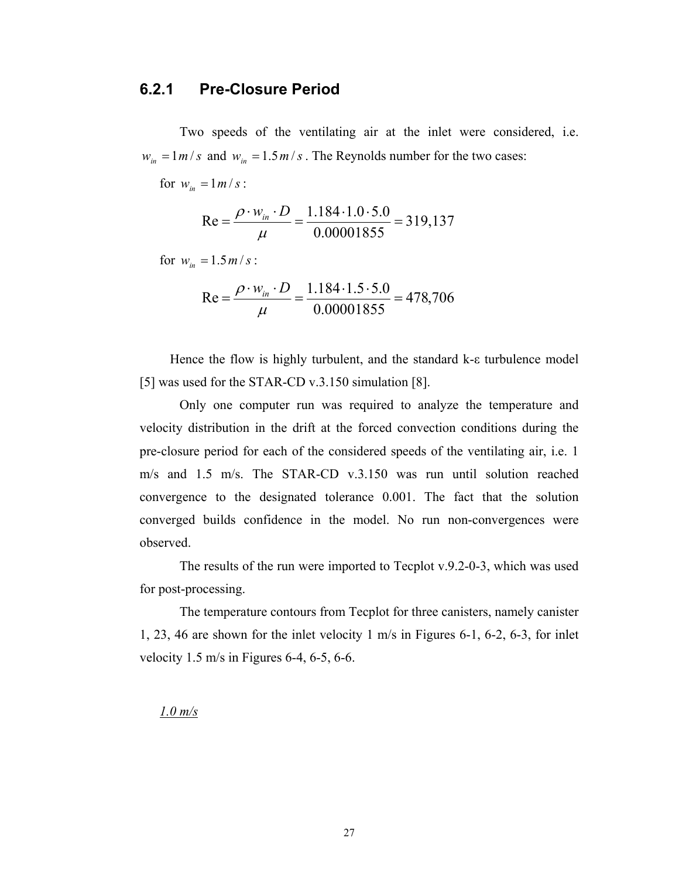### 6.2.1 Pre-Closure Period

Two speeds of the ventilating air at the inlet were considered, i.e. $w_{in} = 1 m/s$ and $w_{in} = 1.5 m/s$. The Reynolds number for the two cases:

for $w_{in} = 1 m/s$:

$$\text{Re} = \frac{\rho \cdot w_{in} \cdot D}{\mu} = \frac{1.184 \cdot 1.0 \cdot 5.0}{0.00001855} = 319{,}137$$

for $w_{in} = 1.5 m/s$:

$$\text{Re} = \frac{\rho \cdot w_{in} \cdot D}{\mu} = \frac{1.184 \cdot 1.5 \cdot 5.0}{0.00001855} = 478{,}706$$

Hence the flow is highly turbulent, and the standard k-ε turbulence model [5] was used for the STAR-CD v.3.150 simulation [8].

Only one computer run was required to analyze the temperature and velocity distribution in the drift at the forced convection conditions during the pre-closure period for each of the considered speeds of the ventilating air, i.e. 1 m/s and 1.5 m/s. The STAR-CD v.3.150 was run until solution reached convergence to the designated tolerance 0.001. The fact that the solution converged builds confidence in the model. No run non-convergences were observed.

The results of the run were imported to Tecplot v.9.2-0-3, which was used for post-processing.

The temperature contours from Tecplot for three canisters, namely canister 1, 23, 46 are shown for the inlet velocity 1 m/s in Figures 6-1, 6-2, 6-3, for inlet velocity 1.5 m/s in Figures 6-4, 6-5, 6-6.

*1.0 m/s*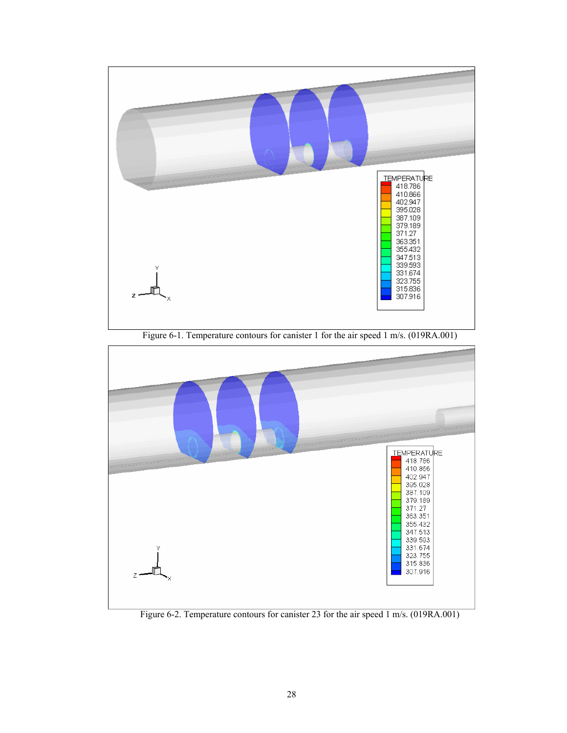Figure 6-1. Temperature contours for canister 1 for the air speed 1 m/s. (019RA.001)

Figure 6-2. Temperature contours for canister 23 for the air speed 1 m/s. (019RA.001)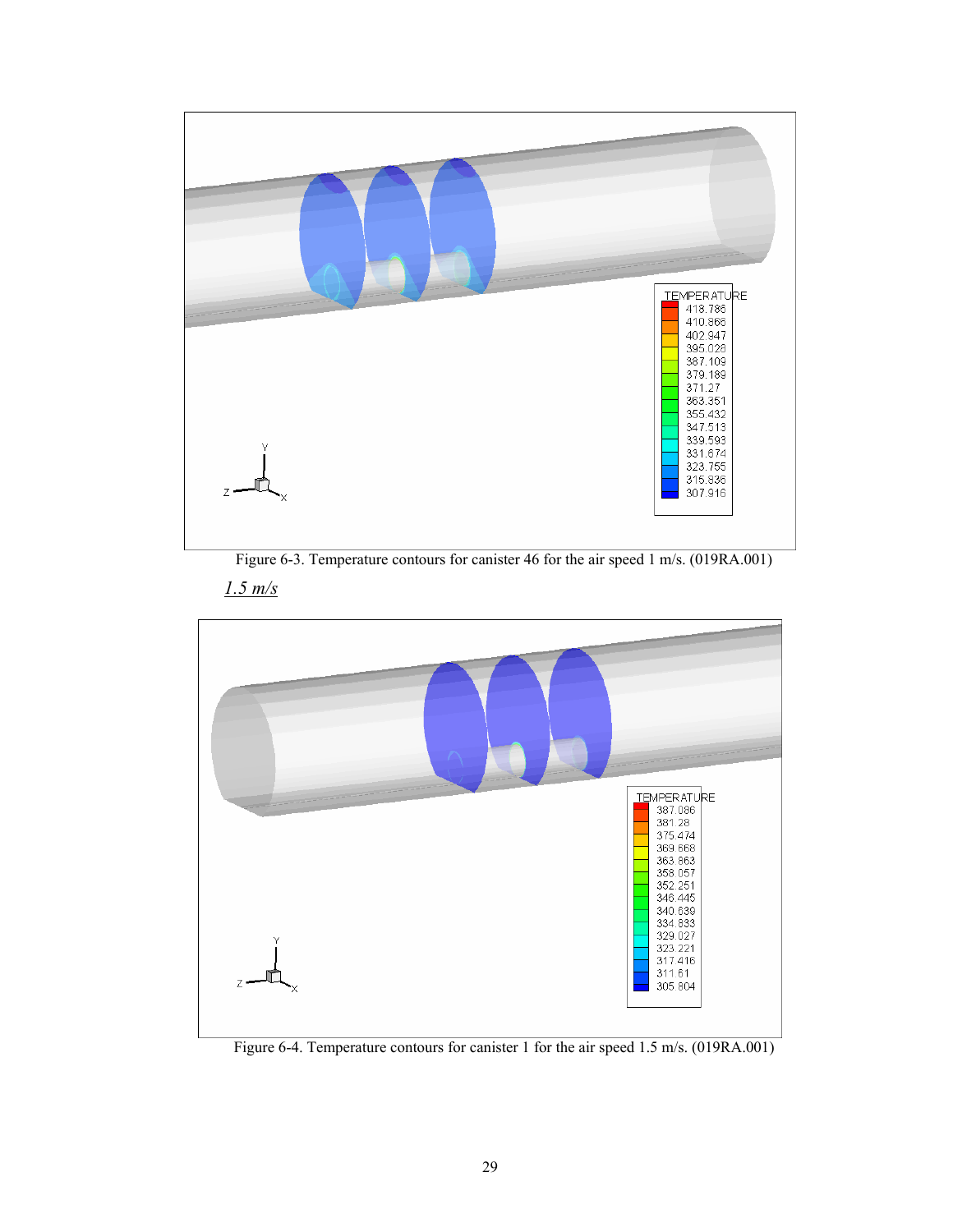Figure 6-3. Temperature contours for canister 46 for the air speed 1 m/s. (019RA.001)

*1.5 m/s*

Figure 6-4. Temperature contours for canister 1 for the air speed 1.5 m/s. (019RA.001)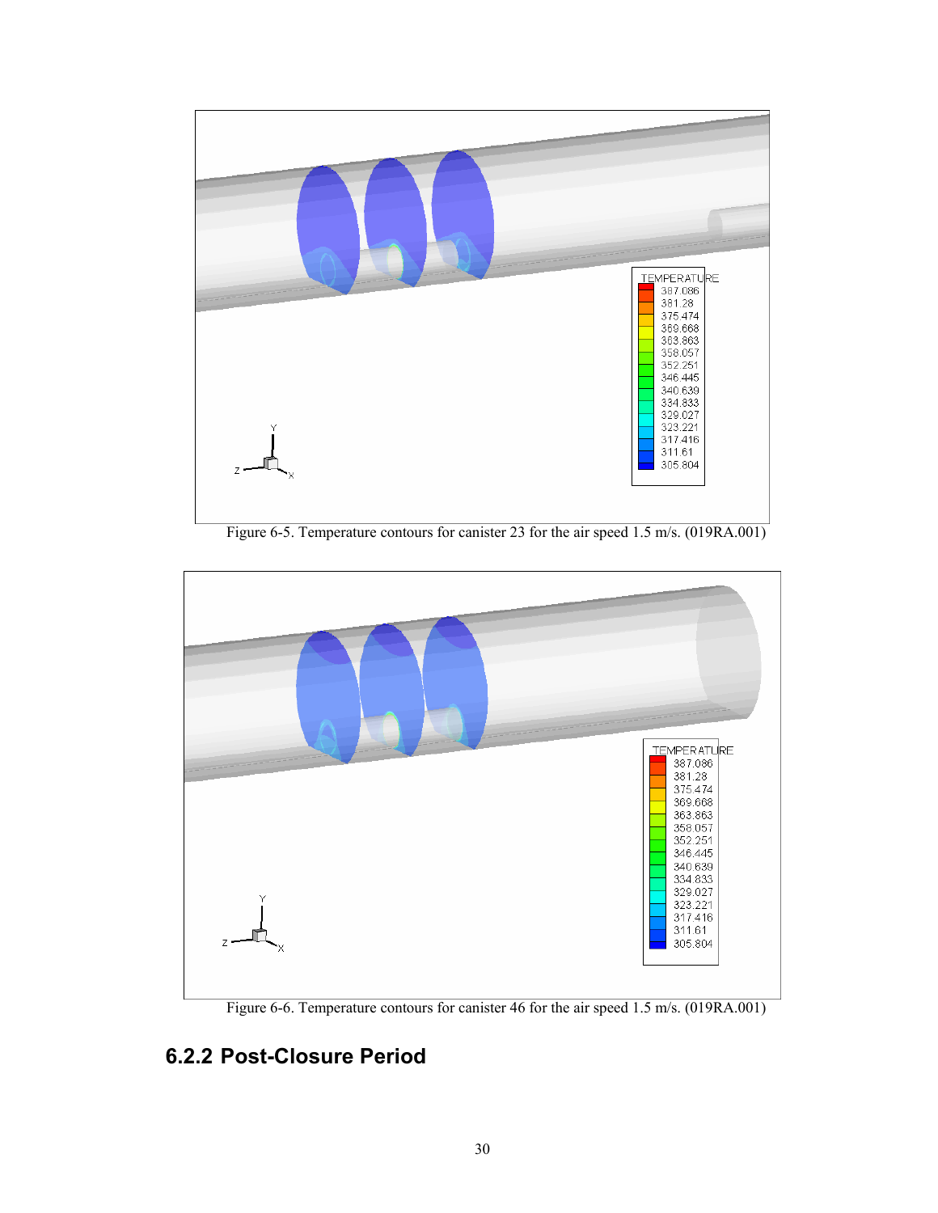Figure 6-5. Temperature contours for canister 23 for the air speed 1.5 m/s. (019RA.001)

Figure 6-6. Temperature contours for canister 46 for the air speed 1.5 m/s. (019RA.001)

## 6.2.2 Post-Closure Period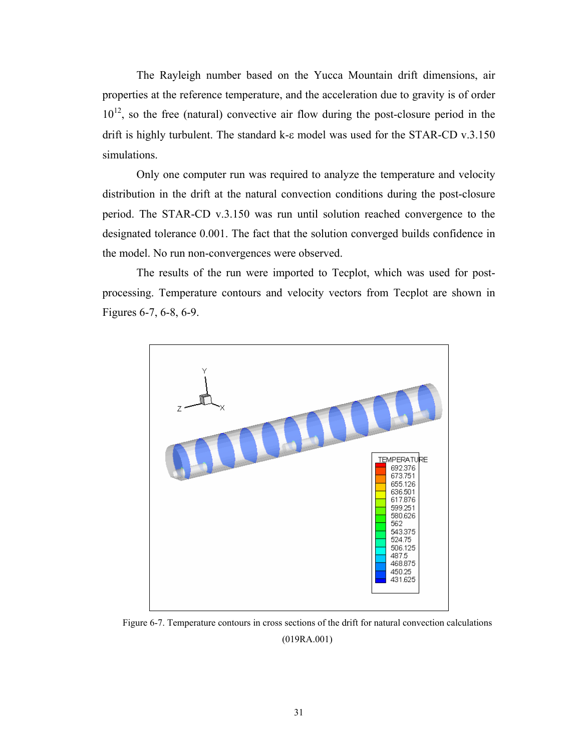The Rayleigh number based on the Yucca Mountain drift dimensions, air properties at the reference temperature, and the acceleration due to gravity is of order $10^{12}$, so the free (natural) convective air flow during the post-closure period in the drift is highly turbulent. The standard k-ε model was used for the STAR-CD v.3.150 simulations.

Only one computer run was required to analyze the temperature and velocity distribution in the drift at the natural convection conditions during the post-closure period. The STAR-CD v.3.150 was run until solution reached convergence to the designated tolerance 0.001. The fact that the solution converged builds confidence in the model. No run non-convergences were observed.

The results of the run were imported to Tecplot, which was used for post-processing. Temperature contours and velocity vectors from Tecplot are shown in Figures 6-7, 6-8, 6-9.

Figure 6-7. Temperature contours in cross sections of the drift for natural convection calculations (019RA.001)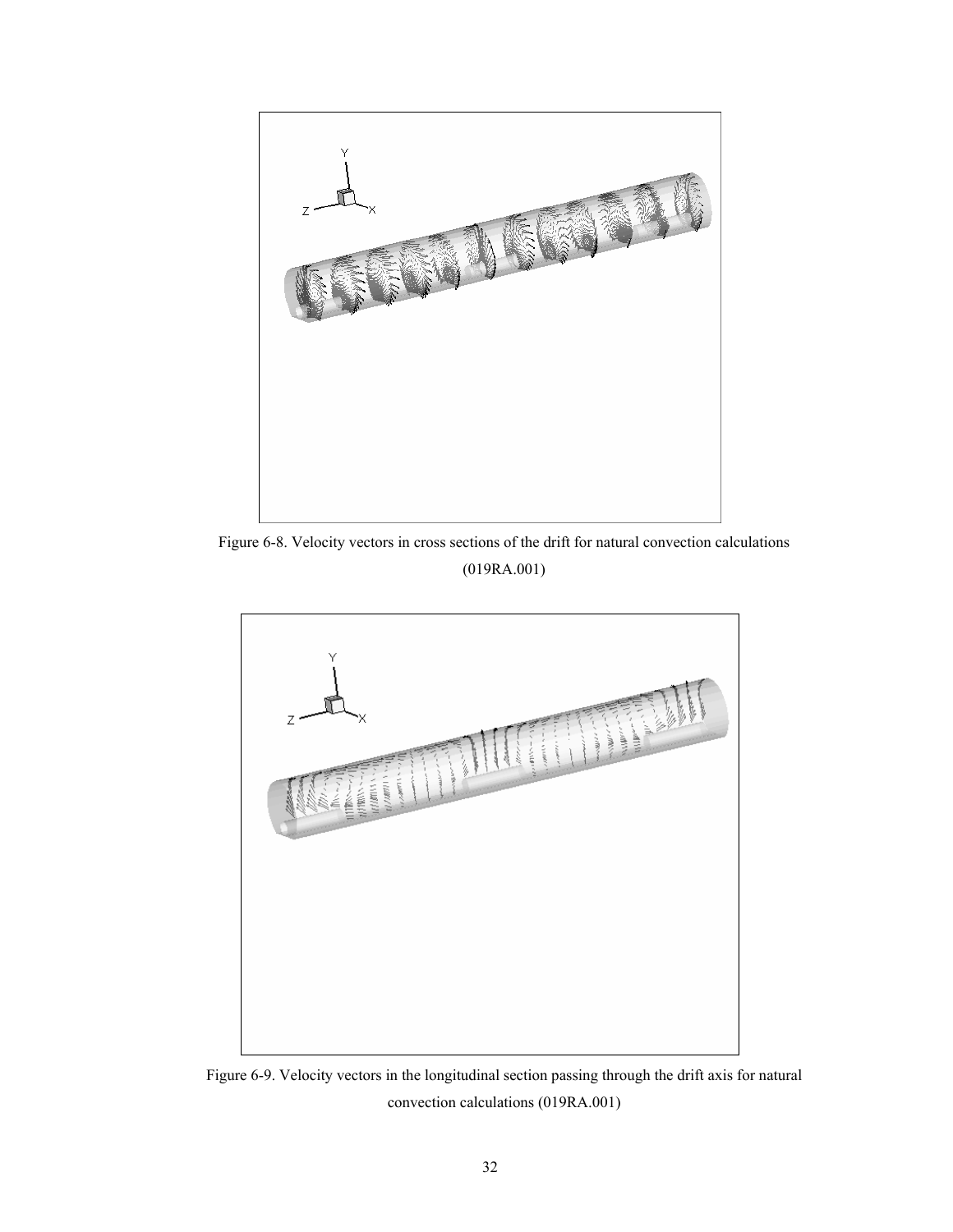Figure 6-8. Velocity vectors in cross sections of the drift for natural convection calculations (019RA.001)

Figure 6-9. Velocity vectors in the longitudinal section passing through the drift axis for natural convection calculations (019RA.001)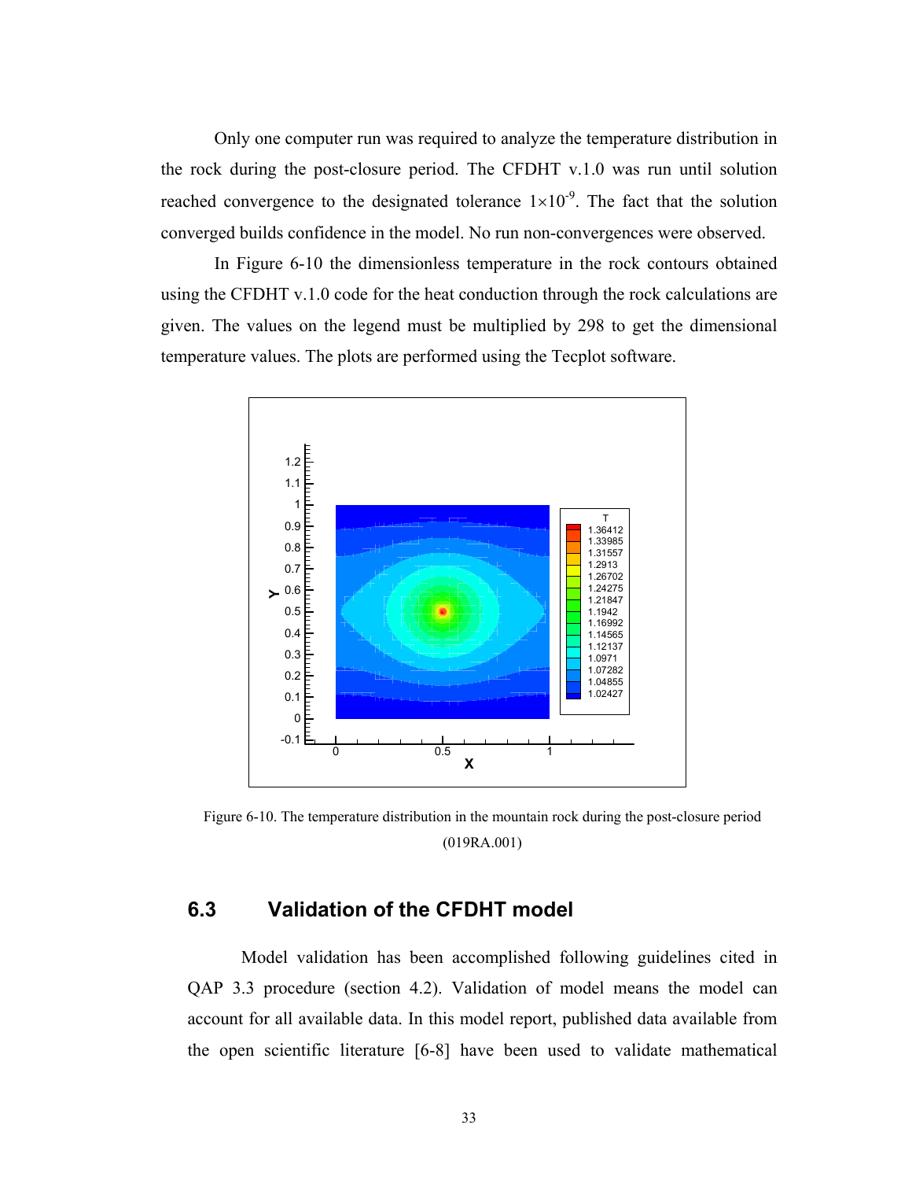Only one computer run was required to analyze the temperature distribution in the rock during the post-closure period. The CFDHT v.1.0 was run until solution reached convergence to the designated tolerance $1\times10^{-9}$. The fact that the solution converged builds confidence in the model. No run non-convergences were observed.

In Figure 6-10 the dimensionless temperature in the rock contours obtained using the CFDHT v.1.0 code for the heat conduction through the rock calculations are given. The values on the legend must be multiplied by 298 to get the dimensional temperature values. The plots are performed using the Tecplot software.

Figure 6-10. The temperature distribution in the mountain rock during the post-closure period (019RA.001)

## 6.3 Validation of the CFDHT model

Model validation has been accomplished following guidelines cited in QAP 3.3 procedure (section 4.2). Validation of model means the model can account for all available data. In this model report, published data available from the open scientific literature [6-8] have been used to validate mathematical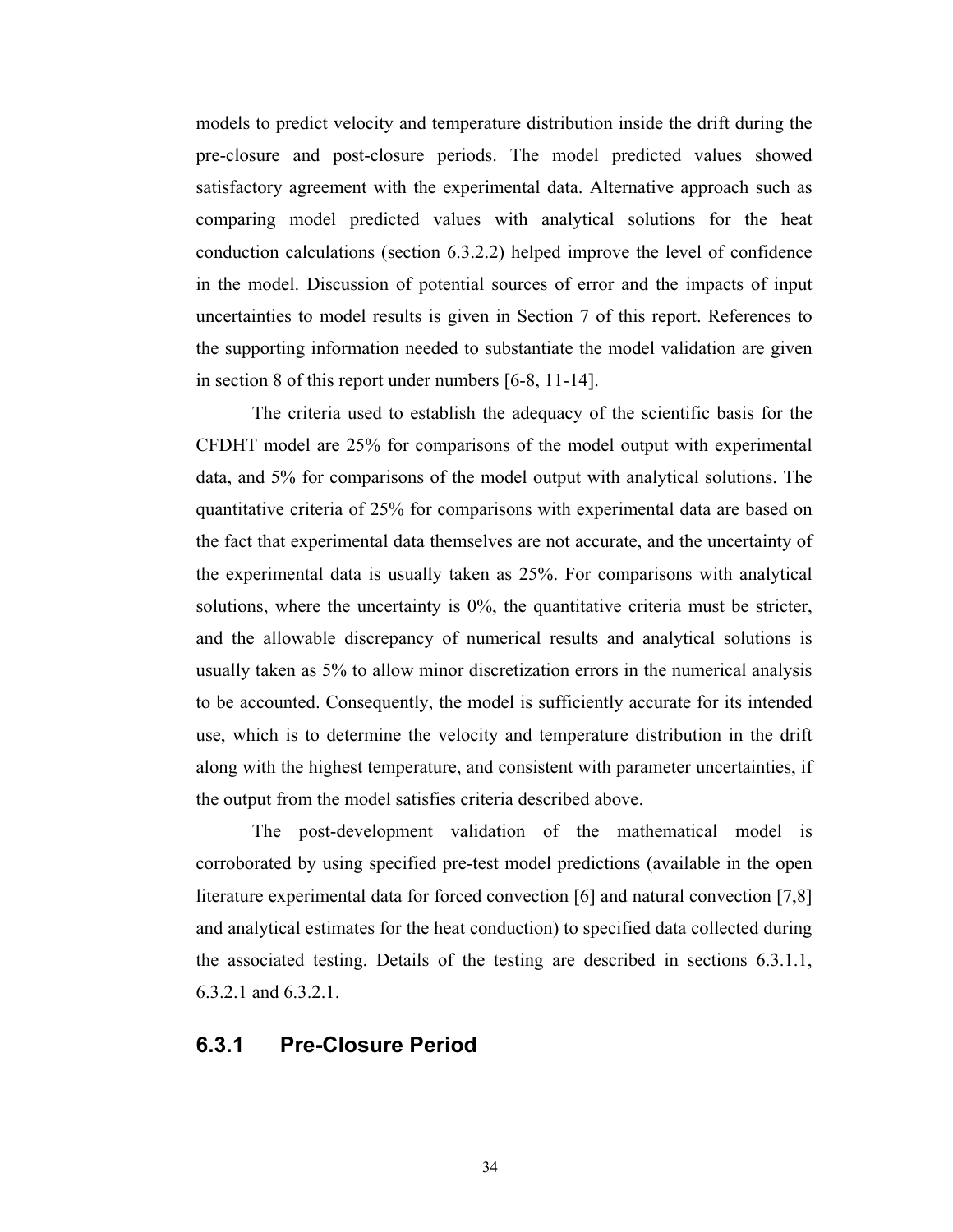models to predict velocity and temperature distribution inside the drift during the pre-closure and post-closure periods. The model predicted values showed satisfactory agreement with the experimental data. Alternative approach such as comparing model predicted values with analytical solutions for the heat conduction calculations (section 6.3.2.2) helped improve the level of confidence in the model. Discussion of potential sources of error and the impacts of input uncertainties to model results is given in Section 7 of this report. References to the supporting information needed to substantiate the model validation are given in section 8 of this report under numbers [6-8, 11-14].

The criteria used to establish the adequacy of the scientific basis for the CFDHT model are 25% for comparisons of the model output with experimental data, and 5% for comparisons of the model output with analytical solutions. The quantitative criteria of 25% for comparisons with experimental data are based on the fact that experimental data themselves are not accurate, and the uncertainty of the experimental data is usually taken as 25%. For comparisons with analytical solutions, where the uncertainty is 0%, the quantitative criteria must be stricter, and the allowable discrepancy of numerical results and analytical solutions is usually taken as 5% to allow minor discretization errors in the numerical analysis to be accounted. Consequently, the model is sufficiently accurate for its intended use, which is to determine the velocity and temperature distribution in the drift along with the highest temperature, and consistent with parameter uncertainties, if the output from the model satisfies criteria described above.

The post-development validation of the mathematical model is corroborated by using specified pre-test model predictions (available in the open literature experimental data for forced convection [6] and natural convection [7,8] and analytical estimates for the heat conduction) to specified data collected during the associated testing. Details of the testing are described in sections 6.3.1.1, 6.3.2.1 and 6.3.2.1.

### 6.3.1 Pre-Closure Period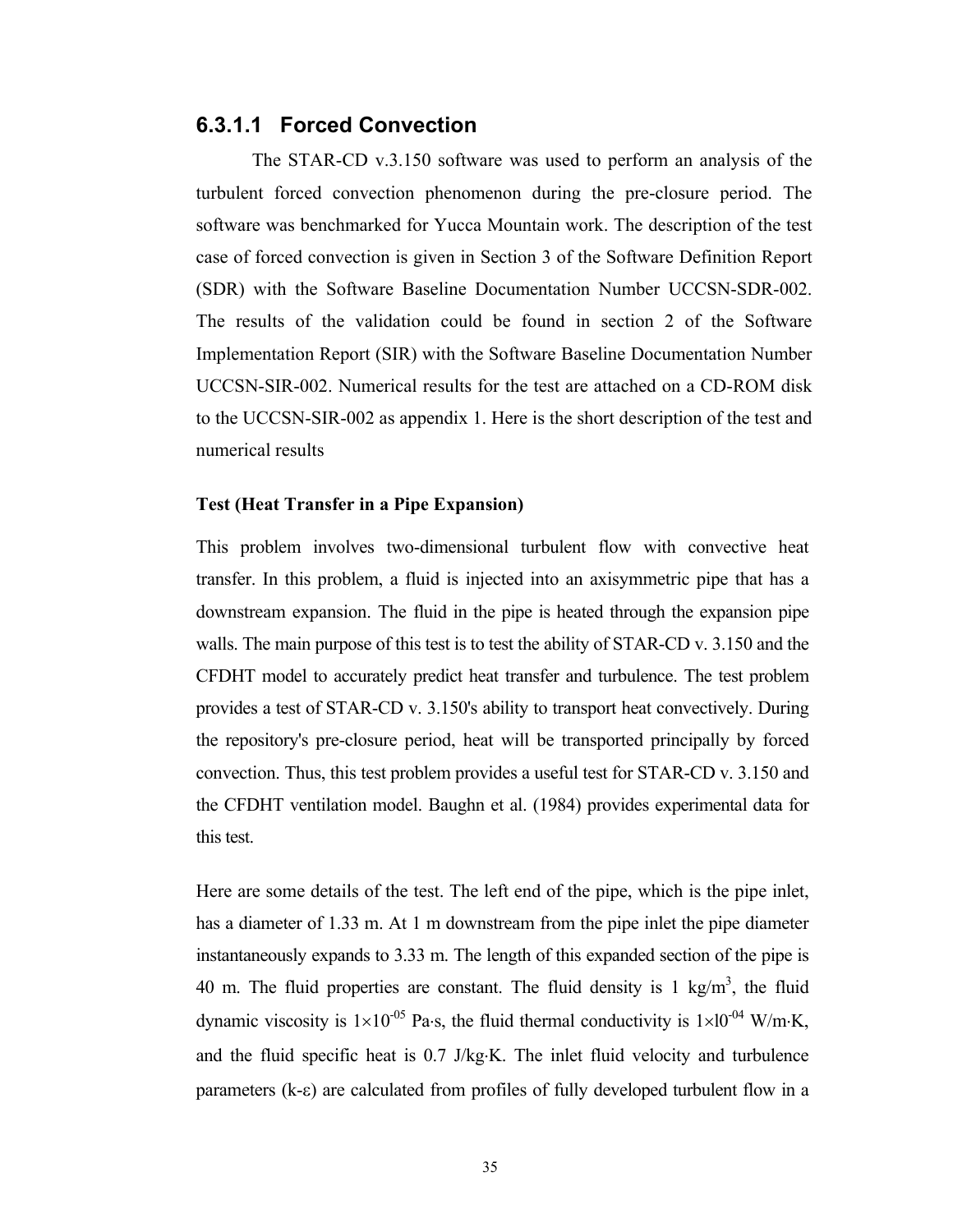### 6.3.1.1 Forced Convection

The STAR-CD v.3.150 software was used to perform an analysis of the turbulent forced convection phenomenon during the pre-closure period. The software was benchmarked for Yucca Mountain work. The description of the test case of forced convection is given in Section 3 of the Software Definition Report (SDR) with the Software Baseline Documentation Number UCCSN-SDR-002. The results of the validation could be found in section 2 of the Software Implementation Report (SIR) with the Software Baseline Documentation Number UCCSN-SIR-002. Numerical results for the test are attached on a CD-ROM disk to the UCCSN-SIR-002 as appendix 1. Here is the short description of the test and numerical results

**Test (Heat Transfer in a Pipe Expansion)**

This problem involves two-dimensional turbulent flow with convective heat transfer. In this problem, a fluid is injected into an axisymmetric pipe that has a downstream expansion. The fluid in the pipe is heated through the expansion pipe walls. The main purpose of this test is to test the ability of STAR-CD v. 3.150 and the CFDHT model to accurately predict heat transfer and turbulence. The test problem provides a test of STAR-CD v. 3.150's ability to transport heat convectively. During the repository's pre-closure period, heat will be transported principally by forced convection. Thus, this test problem provides a useful test for STAR-CD v. 3.150 and the CFDHT ventilation model. Baughn et al. (1984) provides experimental data for this test.

Here are some details of the test. The left end of the pipe, which is the pipe inlet, has a diameter of 1.33 m. At 1 m downstream from the pipe inlet the pipe diameter instantaneously expands to 3.33 m. The length of this expanded section of the pipe is 40 m. The fluid properties are constant. The fluid density is 1 kg/m$^3$, the fluid dynamic viscosity is $1 \times 10^{-05}$ Pa·s, the fluid thermal conductivity is $1 \times 10^{-04}$ W/m·K, and the fluid specific heat is 0.7 J/kg·K. The inlet fluid velocity and turbulence parameters (k-$\varepsilon$) are calculated from profiles of fully developed turbulent flow in a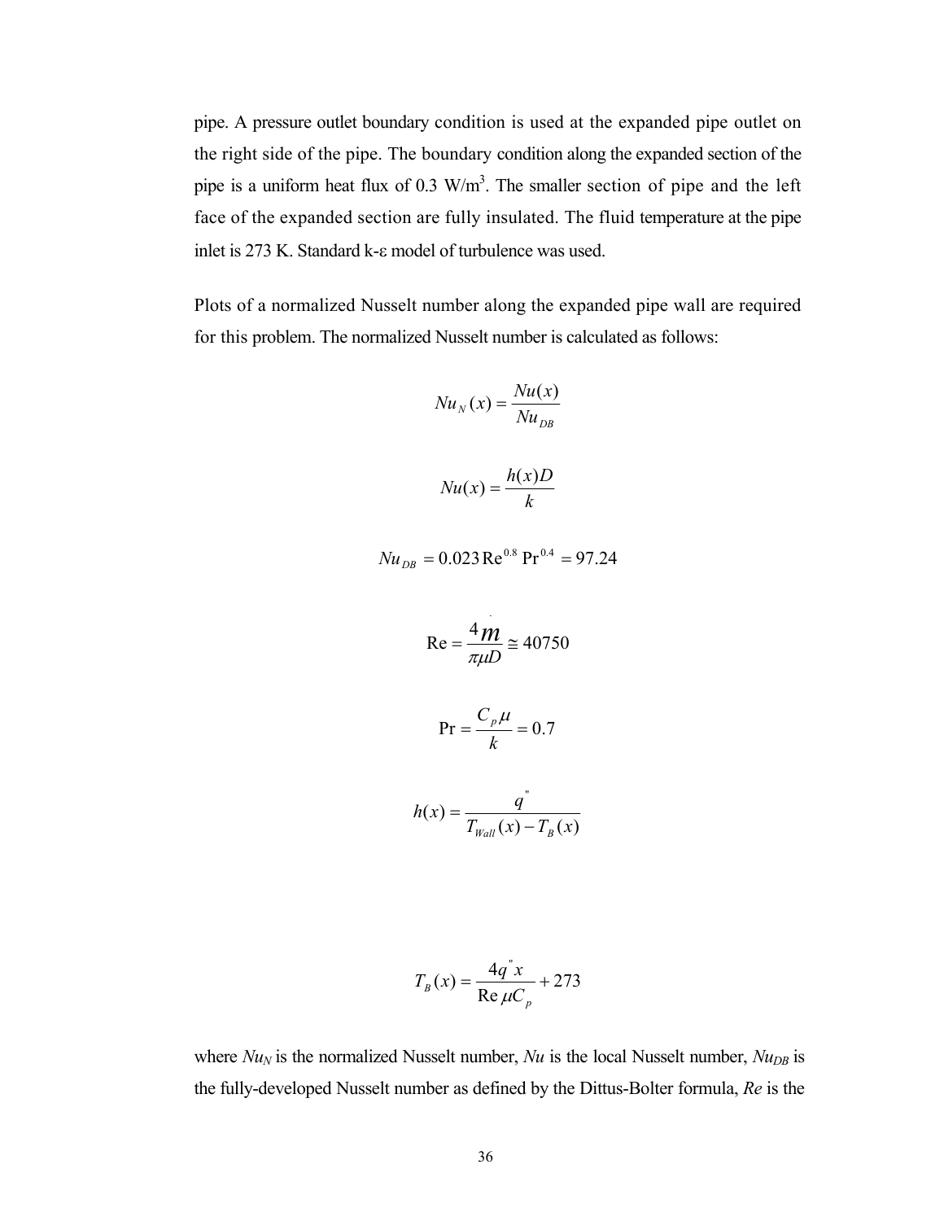pipe. A pressure outlet boundary condition is used at the expanded pipe outlet on the right side of the pipe. The boundary condition along the expanded section of the pipe is a uniform heat flux of 0.3 W/m$^3$. The smaller section of pipe and the left face of the expanded section are fully insulated. The fluid temperature at the pipe inlet is 273 K. Standard k-ε model of turbulence was used.

Plots of a normalized Nusselt number along the expanded pipe wall are required for this problem. The normalized Nusselt number is calculated as follows:

$$Nu_N(x) = \frac{Nu(x)}{Nu_{DB}}$$

$$Nu(x) = \frac{h(x)D}{k}$$

$$Nu_{DB} = 0.023\,\text{Re}^{0.8}\,\text{Pr}^{0.4} = 97.24$$

$$\text{Re} = \frac{4\dot{m}}{\pi\mu D} \cong 40750$$

$$\text{Pr} = \frac{C_p\mu}{k} = 0.7$$

$$h(x) = \frac{q''}{T_{Wall}(x) - T_B(x)}$$

$$T_B(x) = \frac{4q''x}{\text{Re}\,\mu C_p} + 273$$

where $Nu_N$ is the normalized Nusselt number, $Nu$ is the local Nusselt number, $Nu_{DB}$ is the fully-developed Nusselt number as defined by the Dittus-Bolter formula, *Re* is the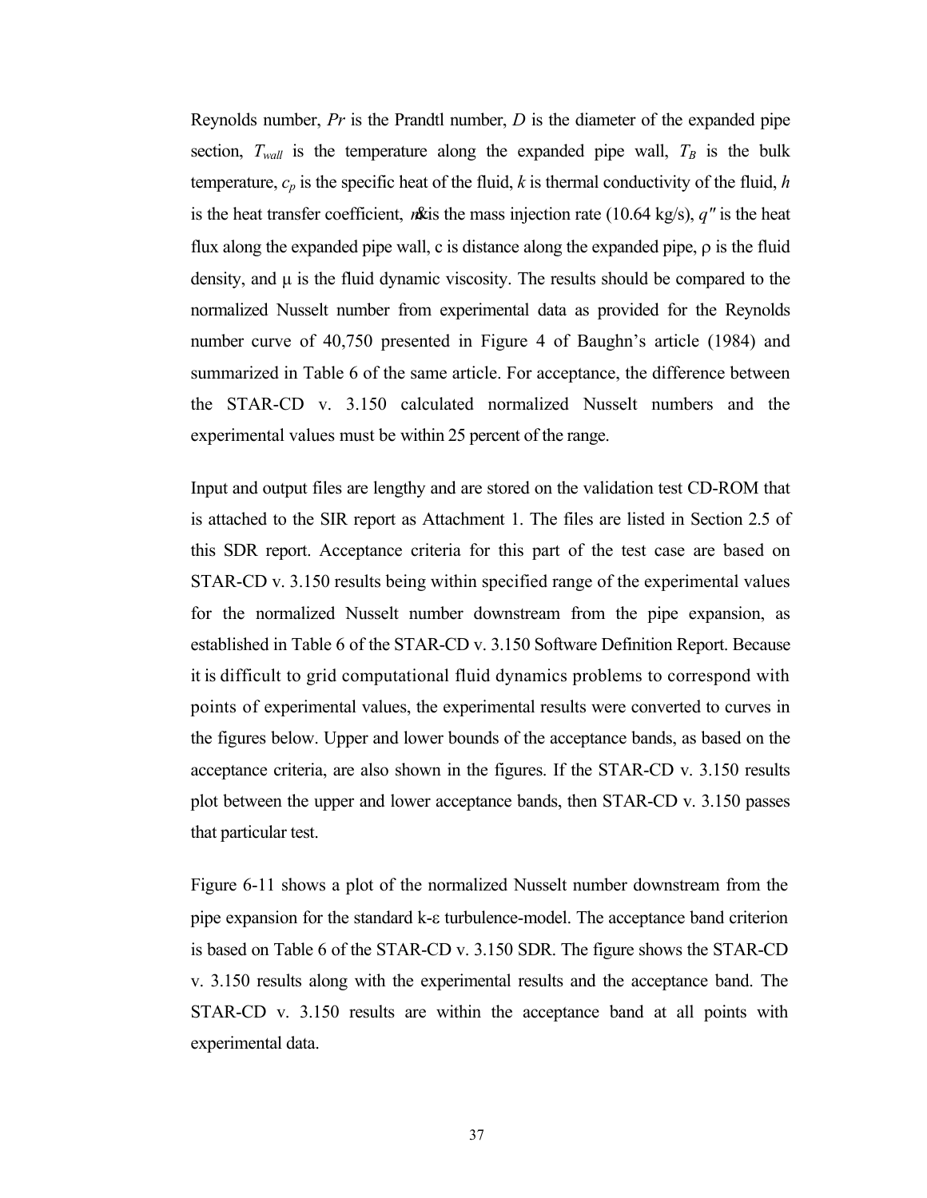Reynolds number, $Pr$ is the Prandtl number, $D$ is the diameter of the expanded pipe section, $T_{wall}$ is the temperature along the expanded pipe wall, $T_B$ is the bulk temperature, $c_p$ is the specific heat of the fluid, $k$ is thermal conductivity of the fluid, $h$ is the heat transfer coefficient, $\dot{m}$ is the mass injection rate (10.64 kg/s), $q''$ is the heat flux along the expanded pipe wall, c is distance along the expanded pipe, $\rho$ is the fluid density, and $\mu$ is the fluid dynamic viscosity. The results should be compared to the normalized Nusselt number from experimental data as provided for the Reynolds number curve of 40,750 presented in Figure 4 of Baughn's article (1984) and summarized in Table 6 of the same article. For acceptance, the difference between the STAR-CD v. 3.150 calculated normalized Nusselt numbers and the experimental values must be within 25 percent of the range.

Input and output files are lengthy and are stored on the validation test CD-ROM that is attached to the SIR report as Attachment 1. The files are listed in Section 2.5 of this SDR report. Acceptance criteria for this part of the test case are based on STAR-CD v. 3.150 results being within specified range of the experimental values for the normalized Nusselt number downstream from the pipe expansion, as established in Table 6 of the STAR-CD v. 3.150 Software Definition Report. Because it is difficult to grid computational fluid dynamics problems to correspond with points of experimental values, the experimental results were converted to curves in the figures below. Upper and lower bounds of the acceptance bands, as based on the acceptance criteria, are also shown in the figures. If the STAR-CD v. 3.150 results plot between the upper and lower acceptance bands, then STAR-CD v. 3.150 passes that particular test.

Figure 6-11 shows a plot of the normalized Nusselt number downstream from the pipe expansion for the standard k-ε turbulence-model. The acceptance band criterion is based on Table 6 of the STAR-CD v. 3.150 SDR. The figure shows the STAR-CD v. 3.150 results along with the experimental results and the acceptance band. The STAR-CD v. 3.150 results are within the acceptance band at all points with experimental data.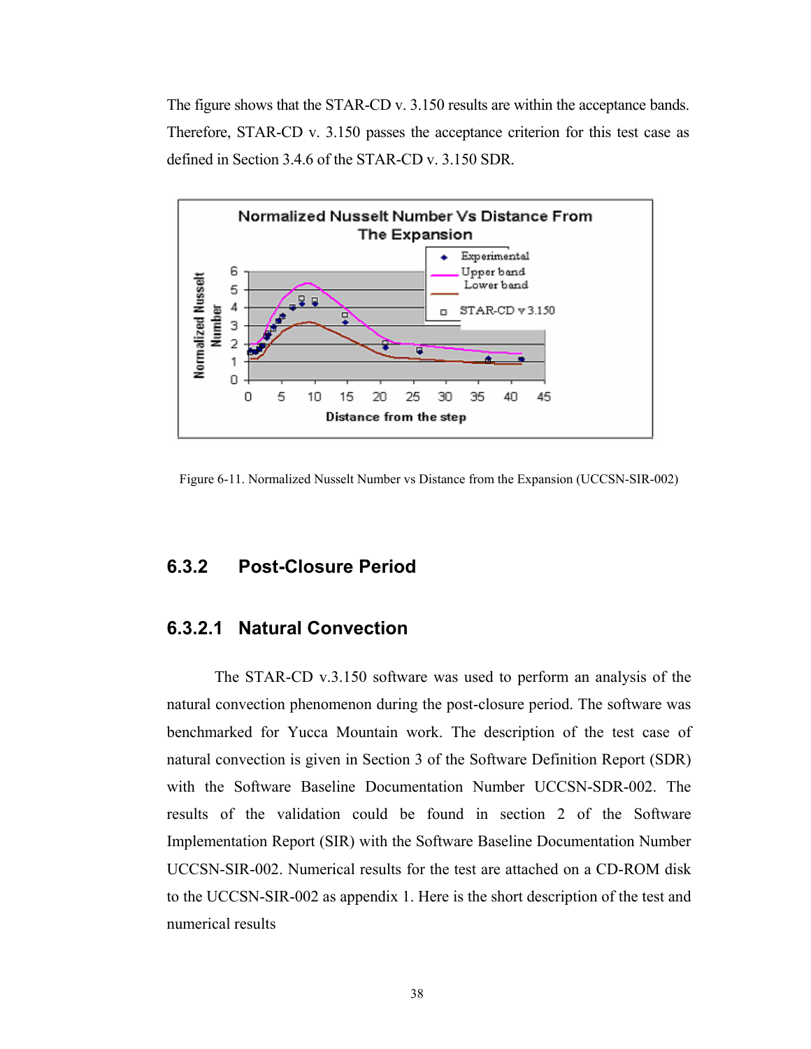The figure shows that the STAR-CD v. 3.150 results are within the acceptance bands. Therefore, STAR-CD v. 3.150 passes the acceptance criterion for this test case as defined in Section 3.4.6 of the STAR-CD v. 3.150 SDR.

Figure 6-11. Normalized Nusselt Number vs Distance from the Expansion (UCCSN-SIR-002)

### 6.3.2 Post-Closure Period

#### 6.3.2.1 Natural Convection

The STAR-CD v.3.150 software was used to perform an analysis of the natural convection phenomenon during the post-closure period. The software was benchmarked for Yucca Mountain work. The description of the test case of natural convection is given in Section 3 of the Software Definition Report (SDR) with the Software Baseline Documentation Number UCCSN-SDR-002. The results of the validation could be found in section 2 of the Software Implementation Report (SIR) with the Software Baseline Documentation Number UCCSN-SIR-002. Numerical results for the test are attached on a CD-ROM disk to the UCCSN-SIR-002 as appendix 1. Here is the short description of the test and numerical results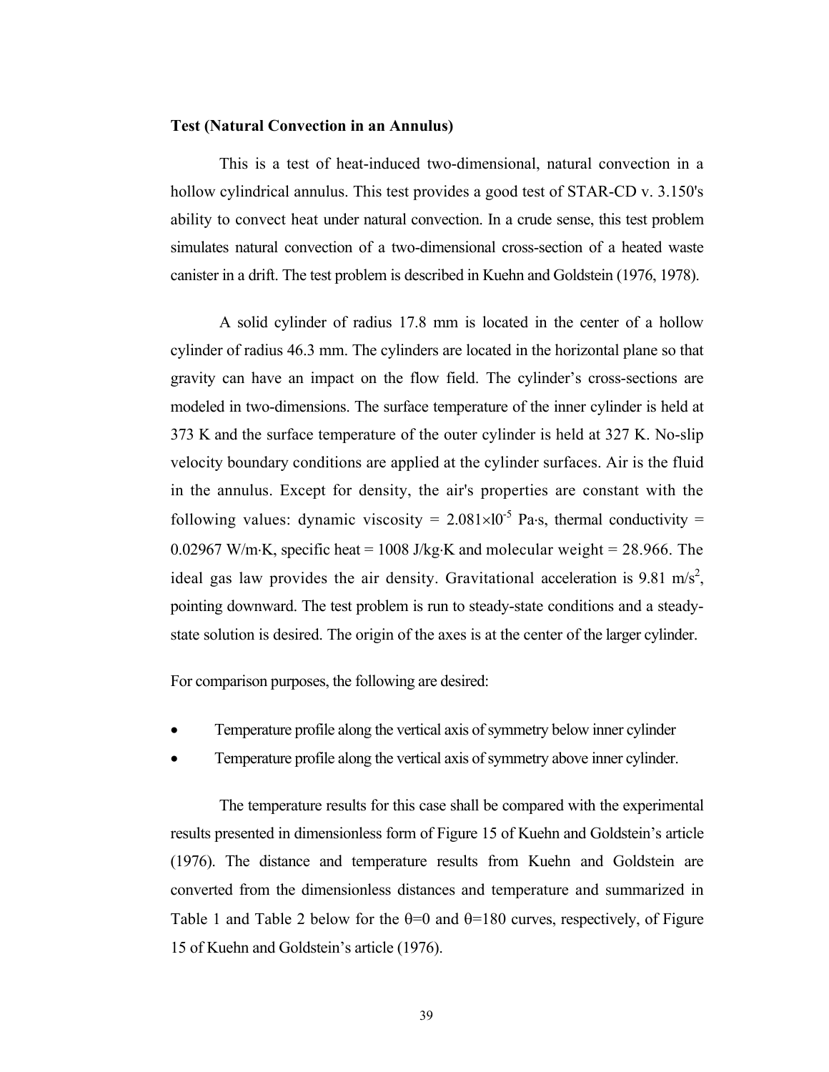**Test (Natural Convection in an Annulus)**

This is a test of heat-induced two-dimensional, natural convection in a hollow cylindrical annulus. This test provides a good test of STAR-CD v. 3.150's ability to convect heat under natural convection. In a crude sense, this test problem simulates natural convection of a two-dimensional cross-section of a heated waste canister in a drift. The test problem is described in Kuehn and Goldstein (1976, 1978).

A solid cylinder of radius 17.8 mm is located in the center of a hollow cylinder of radius 46.3 mm. The cylinders are located in the horizontal plane so that gravity can have an impact on the flow field. The cylinder's cross-sections are modeled in two-dimensions. The surface temperature of the inner cylinder is held at 373 K and the surface temperature of the outer cylinder is held at 327 K. No-slip velocity boundary conditions are applied at the cylinder surfaces. Air is the fluid in the annulus. Except for density, the air's properties are constant with the following values: dynamic viscosity = $2.081 \times 10^{-5}$ Pa·s, thermal conductivity = 0.02967 W/m·K, specific heat = 1008 J/kg·K and molecular weight = 28.966. The ideal gas law provides the air density. Gravitational acceleration is 9.81 m/s$^2$, pointing downward. The test problem is run to steady-state conditions and a steady-state solution is desired. The origin of the axes is at the center of the larger cylinder.

For comparison purposes, the following are desired:

- Temperature profile along the vertical axis of symmetry below inner cylinder
- Temperature profile along the vertical axis of symmetry above inner cylinder.

The temperature results for this case shall be compared with the experimental results presented in dimensionless form of Figure 15 of Kuehn and Goldstein's article (1976). The distance and temperature results from Kuehn and Goldstein are converted from the dimensionless distances and temperature and summarized in Table 1 and Table 2 below for the $\theta$=0 and $\theta$=180 curves, respectively, of Figure 15 of Kuehn and Goldstein's article (1976).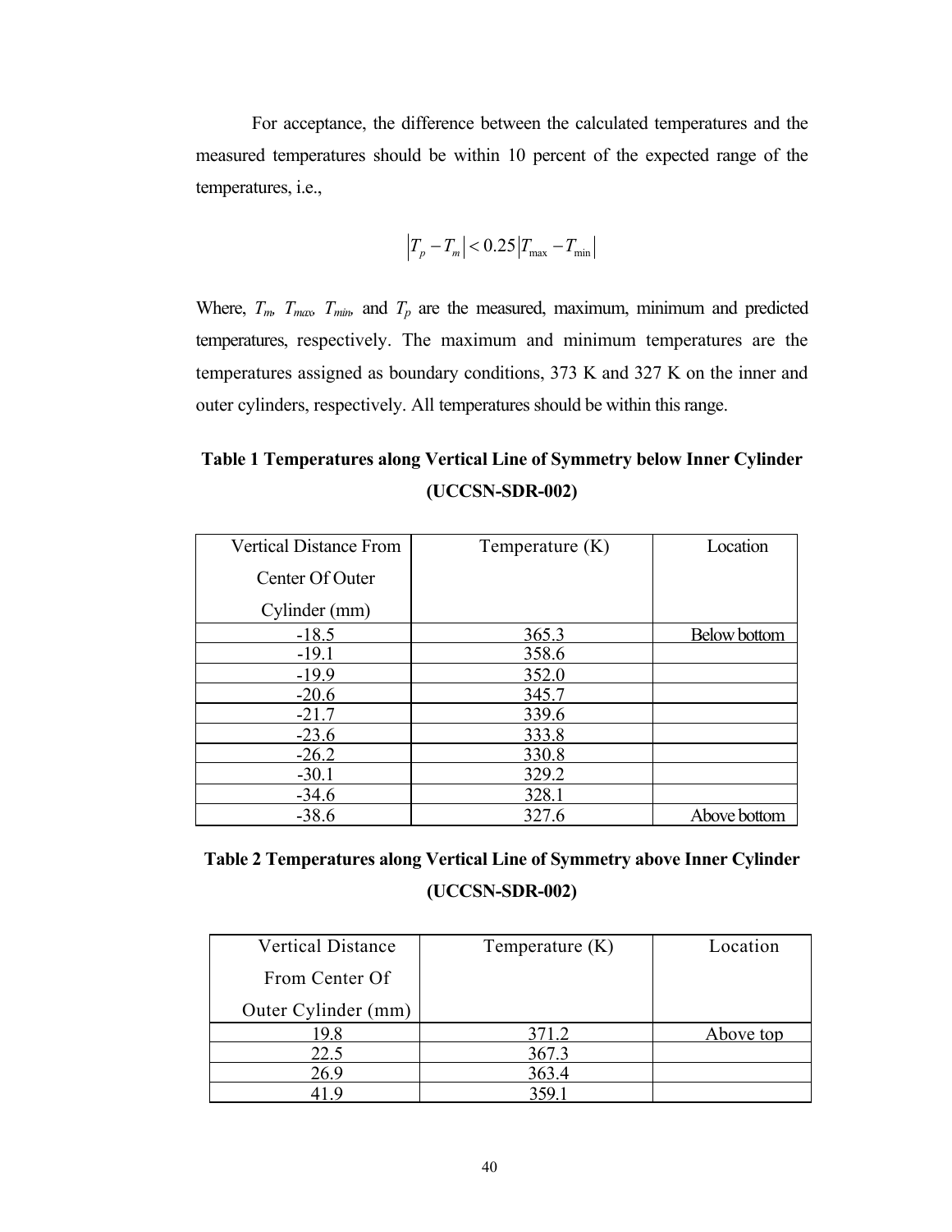For acceptance, the difference between the calculated temperatures and the measured temperatures should be within 10 percent of the expected range of the temperatures, i.e.,

$$\left|T_p - T_m\right| < 0.25\left|T_{\max} - T_{\min}\right|$$

Where, $T_m$, $T_{max}$, $T_{min}$, and $T_p$ are the measured, maximum, minimum and predicted temperatures, respectively. The maximum and minimum temperatures are the temperatures assigned as boundary conditions, 373 K and 327 K on the inner and outer cylinders, respectively. All temperatures should be within this range.

**Table 1 Temperatures along Vertical Line of Symmetry below Inner Cylinder (UCCSN-SDR-002)**

| Vertical Distance From Center Of Outer Cylinder (mm) | Temperature (K) | Location |
|---|---|---|
| -18.5 | 365.3 | Below bottom |
| -19.1 | 358.6 | |
| -19.9 | 352.0 | |
| -20.6 | 345.7 | |
| -21.7 | 339.6 | |
| -23.6 | 333.8 | |
| -26.2 | 330.8 | |
| -30.1 | 329.2 | |
| -34.6 | 328.1 | |
| -38.6 | 327.6 | Above bottom |

**Table 2 Temperatures along Vertical Line of Symmetry above Inner Cylinder (UCCSN-SDR-002)**

| Vertical Distance From Center Of Outer Cylinder (mm) | Temperature (K) | Location |
|---|---|---|
| 19.8 | 371.2 | Above top |
| 22.5 | 367.3 | |
| 26.9 | 363.4 | |
| 41.9 | 359.1 | |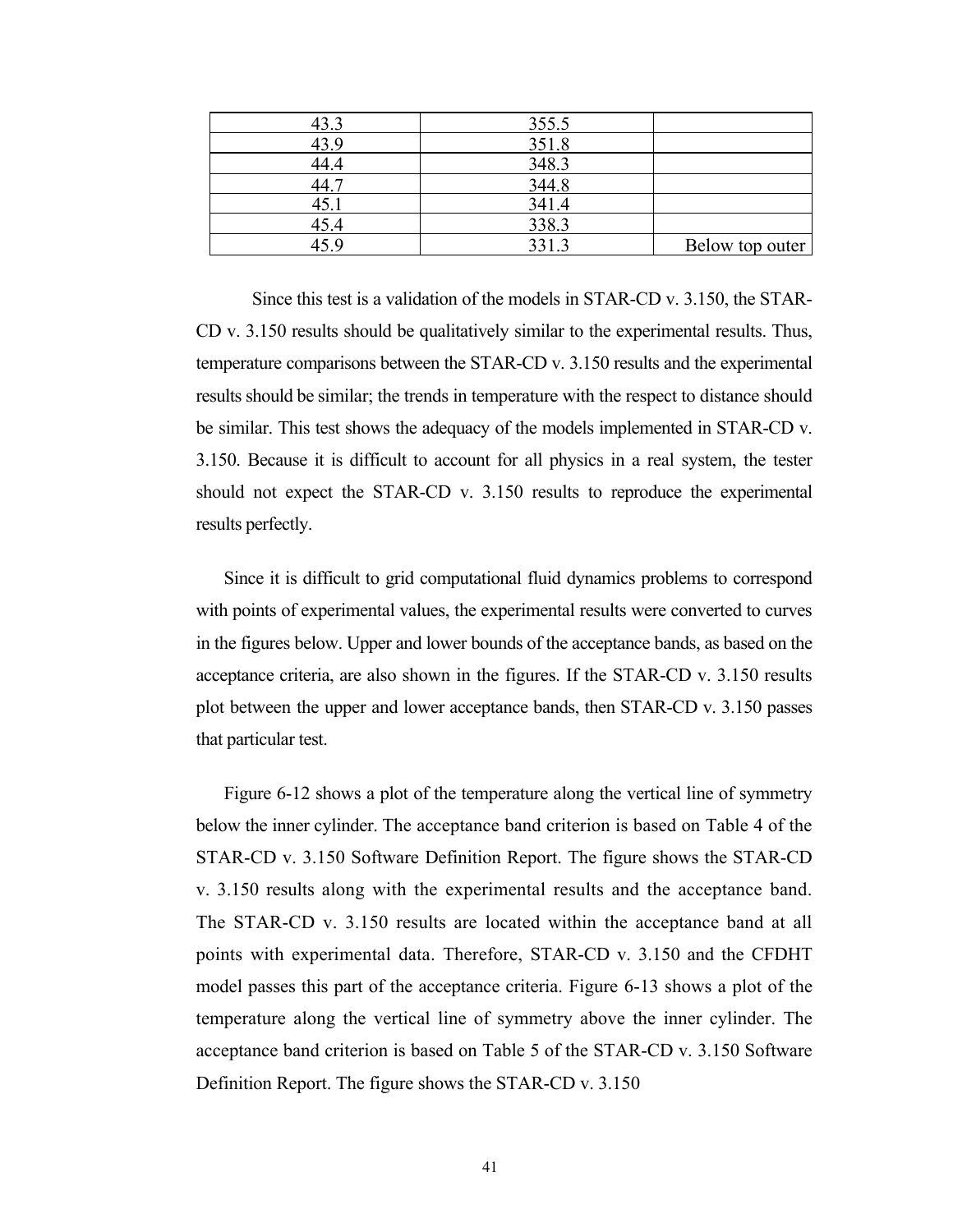| | | |
|---|---|---|
| 43.3 | 355.5 | |
| 43.9 | 351.8 | |
| 44.4 | 348.3 | |
| 44.7 | 344.8 | |
| 45.1 | 341.4 | |
| 45.4 | 338.3 | |
| 45.9 | 331.3 | Below top outer |

Since this test is a validation of the models in STAR-CD v. 3.150, the STAR-CD v. 3.150 results should be qualitatively similar to the experimental results. Thus, temperature comparisons between the STAR-CD v. 3.150 results and the experimental results should be similar; the trends in temperature with the respect to distance should be similar. This test shows the adequacy of the models implemented in STAR-CD v. 3.150. Because it is difficult to account for all physics in a real system, the tester should not expect the STAR-CD v. 3.150 results to reproduce the experimental results perfectly.

Since it is difficult to grid computational fluid dynamics problems to correspond with points of experimental values, the experimental results were converted to curves in the figures below. Upper and lower bounds of the acceptance bands, as based on the acceptance criteria, are also shown in the figures. If the STAR-CD v. 3.150 results plot between the upper and lower acceptance bands, then STAR-CD v. 3.150 passes that particular test.

Figure 6-12 shows a plot of the temperature along the vertical line of symmetry below the inner cylinder. The acceptance band criterion is based on Table 4 of the STAR-CD v. 3.150 Software Definition Report. The figure shows the STAR-CD v. 3.150 results along with the experimental results and the acceptance band. The STAR-CD v. 3.150 results are located within the acceptance band at all points with experimental data. Therefore, STAR-CD v. 3.150 and the CFDHT model passes this part of the acceptance criteria. Figure 6-13 shows a plot of the temperature along the vertical line of symmetry above the inner cylinder. The acceptance band criterion is based on Table 5 of the STAR-CD v. 3.150 Software Definition Report. The figure shows the STAR-CD v. 3.150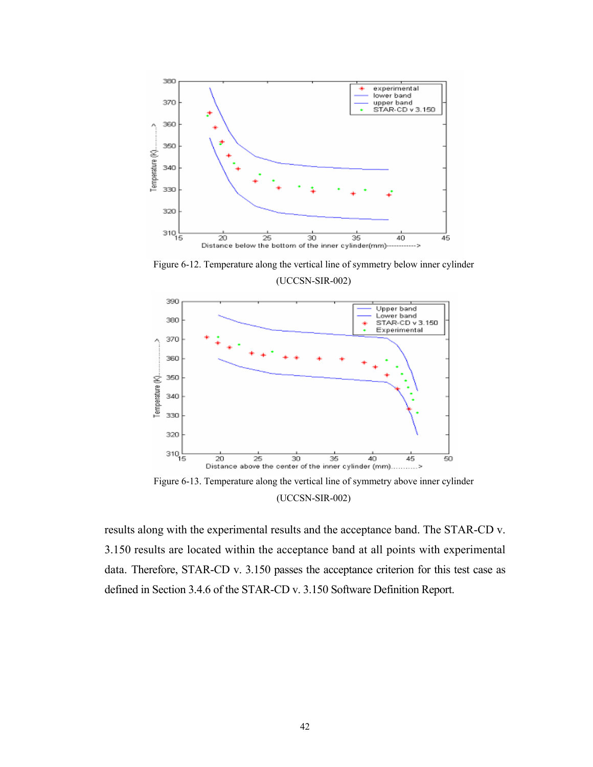Figure 6-12. Temperature along the vertical line of symmetry below inner cylinder (UCCSN-SIR-002)

Figure 6-13. Temperature along the vertical line of symmetry above inner cylinder (UCCSN-SIR-002)

results along with the experimental results and the acceptance band. The STAR-CD v. 3.150 results are located within the acceptance band at all points with experimental data. Therefore, STAR-CD v. 3.150 passes the acceptance criterion for this test case as defined in Section 3.4.6 of the STAR-CD v. 3.150 Software Definition Report.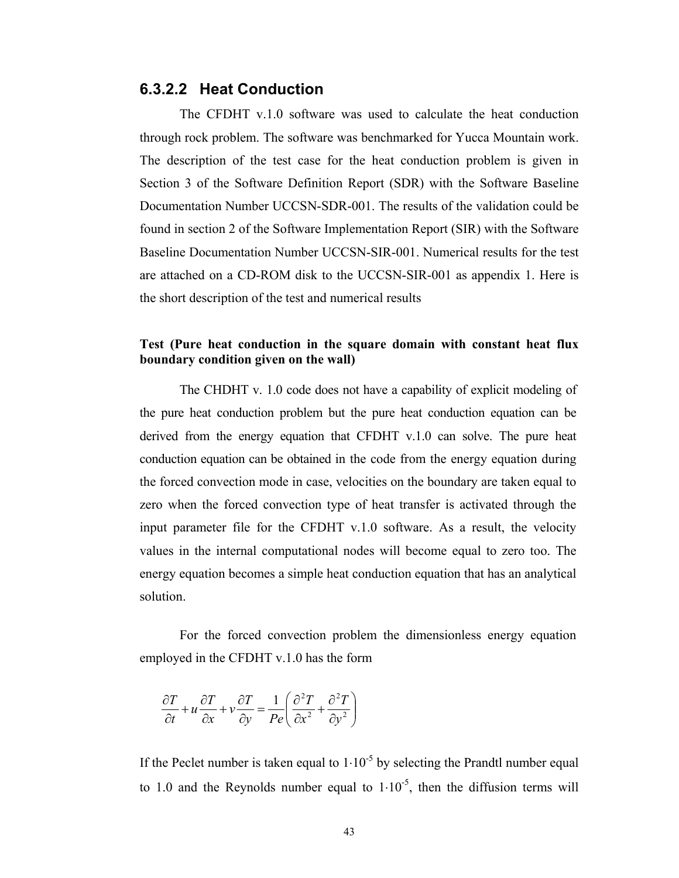### 6.3.2.2 Heat Conduction

The CFDHT v.1.0 software was used to calculate the heat conduction through rock problem. The software was benchmarked for Yucca Mountain work. The description of the test case for the heat conduction problem is given in Section 3 of the Software Definition Report (SDR) with the Software Baseline Documentation Number UCCSN-SDR-001. The results of the validation could be found in section 2 of the Software Implementation Report (SIR) with the Software Baseline Documentation Number UCCSN-SIR-001. Numerical results for the test are attached on a CD-ROM disk to the UCCSN-SIR-001 as appendix 1. Here is the short description of the test and numerical results

**Test (Pure heat conduction in the square domain with constant heat flux boundary condition given on the wall)**

The CHDHT v. 1.0 code does not have a capability of explicit modeling of the pure heat conduction problem but the pure heat conduction equation can be derived from the energy equation that CFDHT v.1.0 can solve. The pure heat conduction equation can be obtained in the code from the energy equation during the forced convection mode in case, velocities on the boundary are taken equal to zero when the forced convection type of heat transfer is activated through the input parameter file for the CFDHT v.1.0 software. As a result, the velocity values in the internal computational nodes will become equal to zero too. The energy equation becomes a simple heat conduction equation that has an analytical solution.

For the forced convection problem the dimensionless energy equation employed in the CFDHT v.1.0 has the form

$$\frac{\partial T}{\partial t} + u\frac{\partial T}{\partial x} + v\frac{\partial T}{\partial y} = \frac{1}{Pe}\left(\frac{\partial^2 T}{\partial x^2} + \frac{\partial^2 T}{\partial y^2}\right)$$

If the Peclet number is taken equal to $1 \cdot 10^{-5}$ by selecting the Prandtl number equal to 1.0 and the Reynolds number equal to $1 \cdot 10^{-5}$, then the diffusion terms will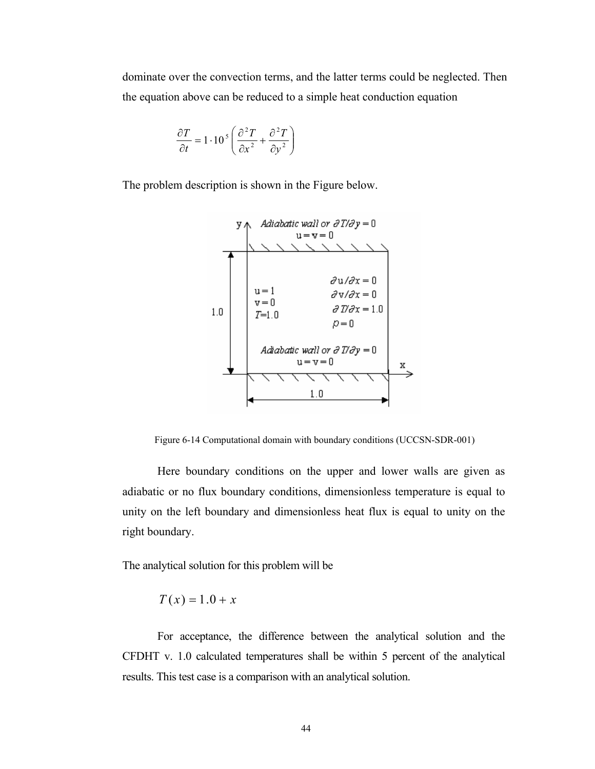dominate over the convection terms, and the latter terms could be neglected. Then the equation above can be reduced to a simple heat conduction equation

$$\frac{\partial T}{\partial t} = 1 \cdot 10^{5} \left( \frac{\partial^2 T}{\partial x^2} + \frac{\partial^2 T}{\partial y^2} \right)$$

The problem description is shown in the Figure below.

Figure 6-14 Computational domain with boundary conditions (UCCSN-SDR-001)

Here boundary conditions on the upper and lower walls are given as adiabatic or no flux boundary conditions, dimensionless temperature is equal to unity on the left boundary and dimensionless heat flux is equal to unity on the right boundary.

The analytical solution for this problem will be

$$T(x) = 1.0 + x$$

For acceptance, the difference between the analytical solution and the CFDHT v. 1.0 calculated temperatures shall be within 5 percent of the analytical results. This test case is a comparison with an analytical solution.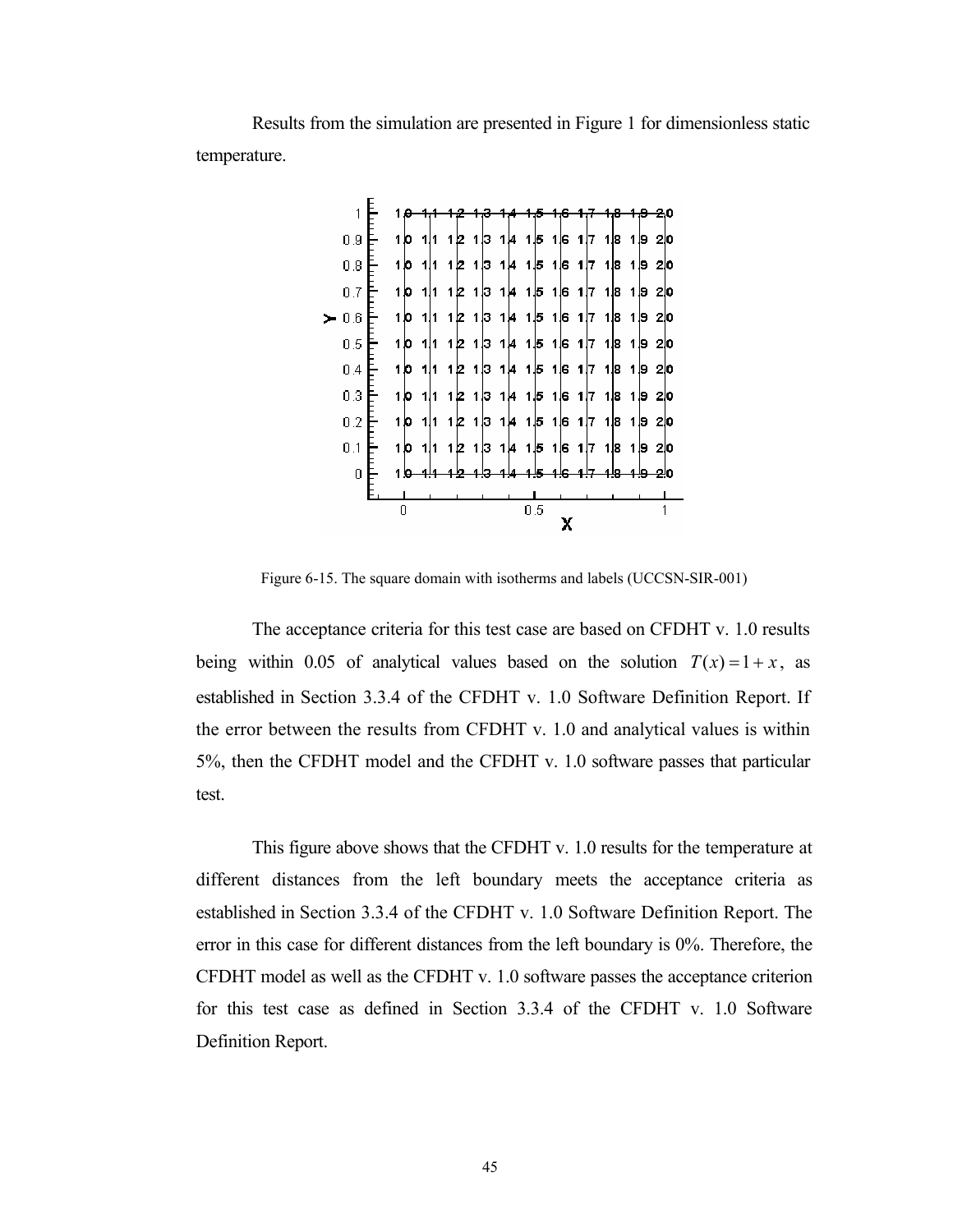Results from the simulation are presented in Figure 1 for dimensionless static temperature.

Figure 6-15. The square domain with isotherms and labels (UCCSN-SIR-001)

The acceptance criteria for this test case are based on CFDHT v. 1.0 results being within 0.05 of analytical values based on the solution $T(x) = 1 + x$, as established in Section 3.3.4 of the CFDHT v. 1.0 Software Definition Report. If the error between the results from CFDHT v. 1.0 and analytical values is within 5%, then the CFDHT model and the CFDHT v. 1.0 software passes that particular test.

This figure above shows that the CFDHT v. 1.0 results for the temperature at different distances from the left boundary meets the acceptance criteria as established in Section 3.3.4 of the CFDHT v. 1.0 Software Definition Report. The error in this case for different distances from the left boundary is 0%. Therefore, the CFDHT model as well as the CFDHT v. 1.0 software passes the acceptance criterion for this test case as defined in Section 3.3.4 of the CFDHT v. 1.0 Software Definition Report.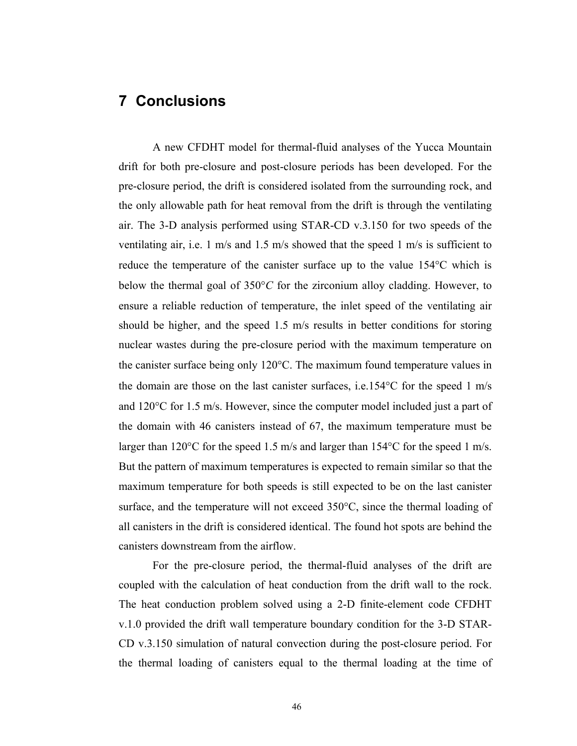# 7 Conclusions

A new CFDHT model for thermal-fluid analyses of the Yucca Mountain drift for both pre-closure and post-closure periods has been developed. For the pre-closure period, the drift is considered isolated from the surrounding rock, and the only allowable path for heat removal from the drift is through the ventilating air. The 3-D analysis performed using STAR-CD v.3.150 for two speeds of the ventilating air, i.e. 1 m/s and 1.5 m/s showed that the speed 1 m/s is sufficient to reduce the temperature of the canister surface up to the value 154°C which is below the thermal goal of 350°*C* for the zirconium alloy cladding. However, to ensure a reliable reduction of temperature, the inlet speed of the ventilating air should be higher, and the speed 1.5 m/s results in better conditions for storing nuclear wastes during the pre-closure period with the maximum temperature on the canister surface being only 120°C. The maximum found temperature values in the domain are those on the last canister surfaces, i.e.154°C for the speed 1 m/s and 120°C for 1.5 m/s. However, since the computer model included just a part of the domain with 46 canisters instead of 67, the maximum temperature must be larger than 120°C for the speed 1.5 m/s and larger than 154°C for the speed 1 m/s. But the pattern of maximum temperatures is expected to remain similar so that the maximum temperature for both speeds is still expected to be on the last canister surface, and the temperature will not exceed 350°C, since the thermal loading of all canisters in the drift is considered identical. The found hot spots are behind the canisters downstream from the airflow.

For the pre-closure period, the thermal-fluid analyses of the drift are coupled with the calculation of heat conduction from the drift wall to the rock. The heat conduction problem solved using a 2-D finite-element code CFDHT v.1.0 provided the drift wall temperature boundary condition for the 3-D STAR-CD v.3.150 simulation of natural convection during the post-closure period. For the thermal loading of canisters equal to the thermal loading at the time of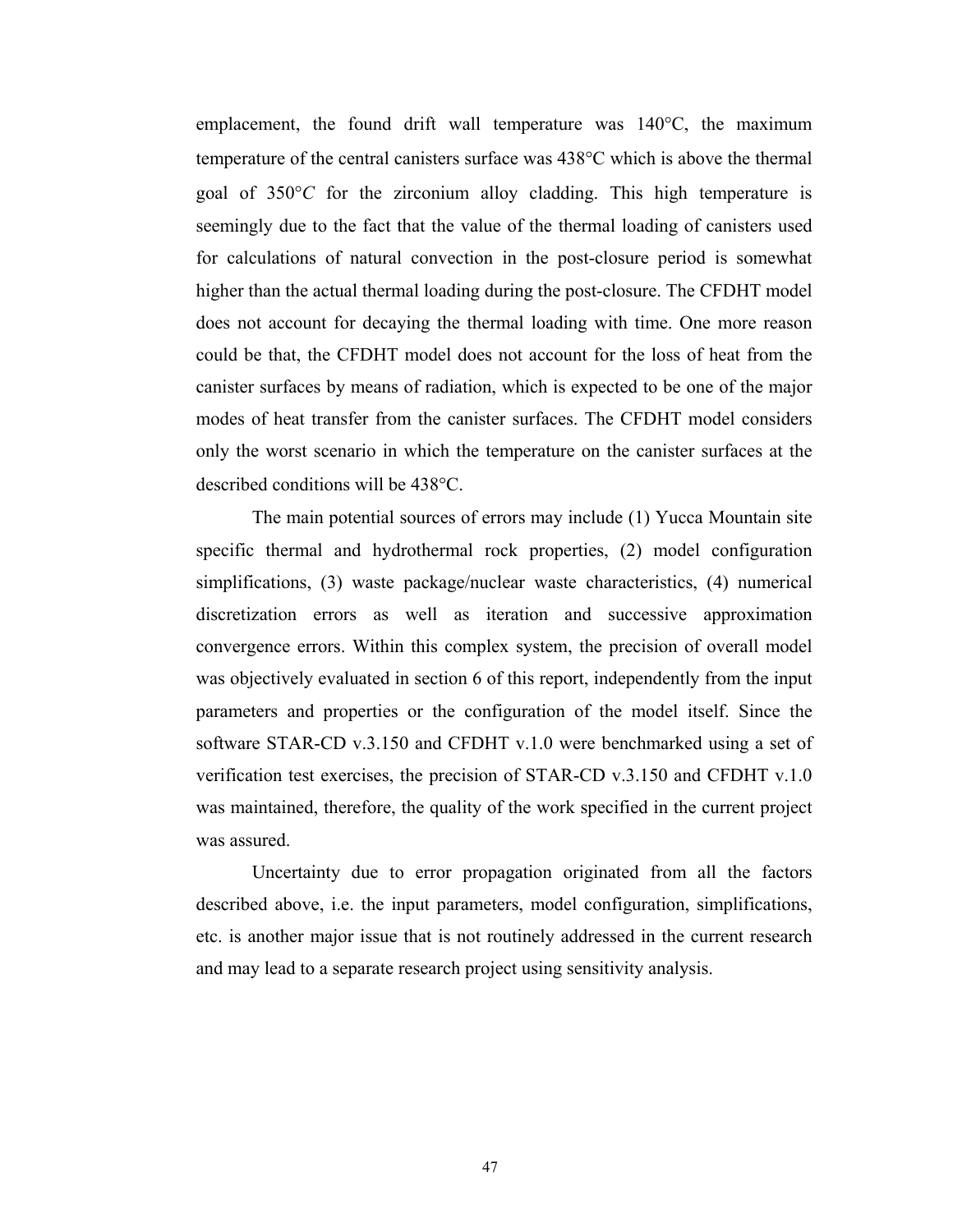emplacement, the found drift wall temperature was 140°C, the maximum temperature of the central canisters surface was 438°C which is above the thermal goal of 350°*C* for the zirconium alloy cladding. This high temperature is seemingly due to the fact that the value of the thermal loading of canisters used for calculations of natural convection in the post-closure period is somewhat higher than the actual thermal loading during the post-closure. The CFDHT model does not account for decaying the thermal loading with time. One more reason could be that, the CFDHT model does not account for the loss of heat from the canister surfaces by means of radiation, which is expected to be one of the major modes of heat transfer from the canister surfaces. The CFDHT model considers only the worst scenario in which the temperature on the canister surfaces at the described conditions will be 438°C.

The main potential sources of errors may include (1) Yucca Mountain site specific thermal and hydrothermal rock properties, (2) model configuration simplifications, (3) waste package/nuclear waste characteristics, (4) numerical discretization errors as well as iteration and successive approximation convergence errors. Within this complex system, the precision of overall model was objectively evaluated in section 6 of this report, independently from the input parameters and properties or the configuration of the model itself. Since the software STAR-CD v.3.150 and CFDHT v.1.0 were benchmarked using a set of verification test exercises, the precision of STAR-CD v.3.150 and CFDHT v.1.0 was maintained, therefore, the quality of the work specified in the current project was assured.

Uncertainty due to error propagation originated from all the factors described above, i.e. the input parameters, model configuration, simplifications, etc. is another major issue that is not routinely addressed in the current research and may lead to a separate research project using sensitivity analysis.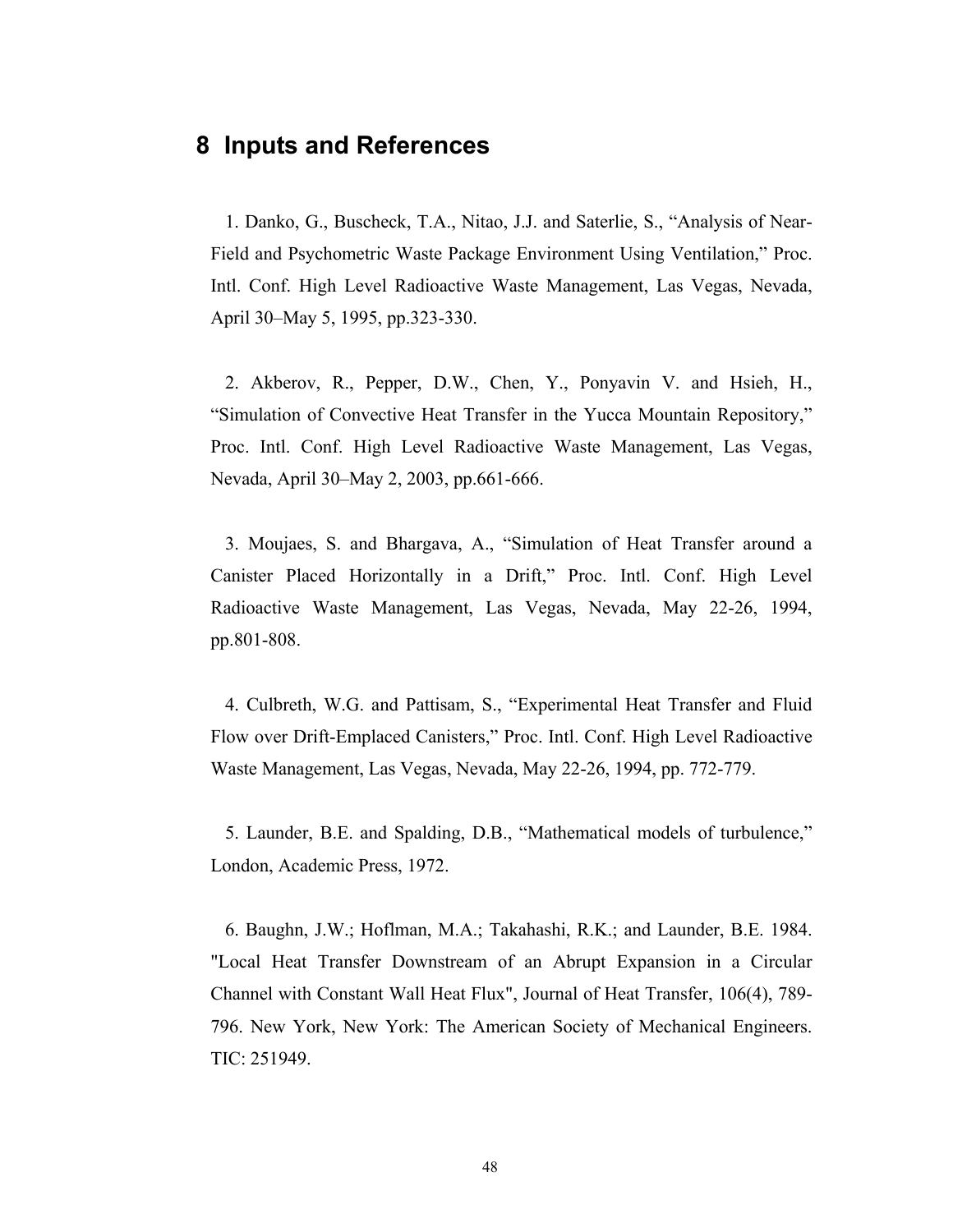# 8 Inputs and References

1. Danko, G., Buscheck, T.A., Nitao, J.J. and Saterlie, S., "Analysis of Near-Field and Psychometric Waste Package Environment Using Ventilation," Proc. Intl. Conf. High Level Radioactive Waste Management, Las Vegas, Nevada, April 30–May 5, 1995, pp.323-330.

2. Akberov, R., Pepper, D.W., Chen, Y., Ponyavin V. and Hsieh, H., "Simulation of Convective Heat Transfer in the Yucca Mountain Repository," Proc. Intl. Conf. High Level Radioactive Waste Management, Las Vegas, Nevada, April 30–May 2, 2003, pp.661-666.

3. Moujaes, S. and Bhargava, A., "Simulation of Heat Transfer around a Canister Placed Horizontally in a Drift," Proc. Intl. Conf. High Level Radioactive Waste Management, Las Vegas, Nevada, May 22-26, 1994, pp.801-808.

4. Culbreth, W.G. and Pattisam, S., "Experimental Heat Transfer and Fluid Flow over Drift-Emplaced Canisters," Proc. Intl. Conf. High Level Radioactive Waste Management, Las Vegas, Nevada, May 22-26, 1994, pp. 772-779.

5. Launder, B.E. and Spalding, D.B., "Mathematical models of turbulence," London, Academic Press, 1972.

6. Baughn, J.W.; Hoflman, M.A.; Takahashi, R.K.; and Launder, B.E. 1984. "Local Heat Transfer Downstream of an Abrupt Expansion in a Circular Channel with Constant Wall Heat Flux", Journal of Heat Transfer, 106(4), 789-796. New York, New York: The American Society of Mechanical Engineers. TIC: 251949.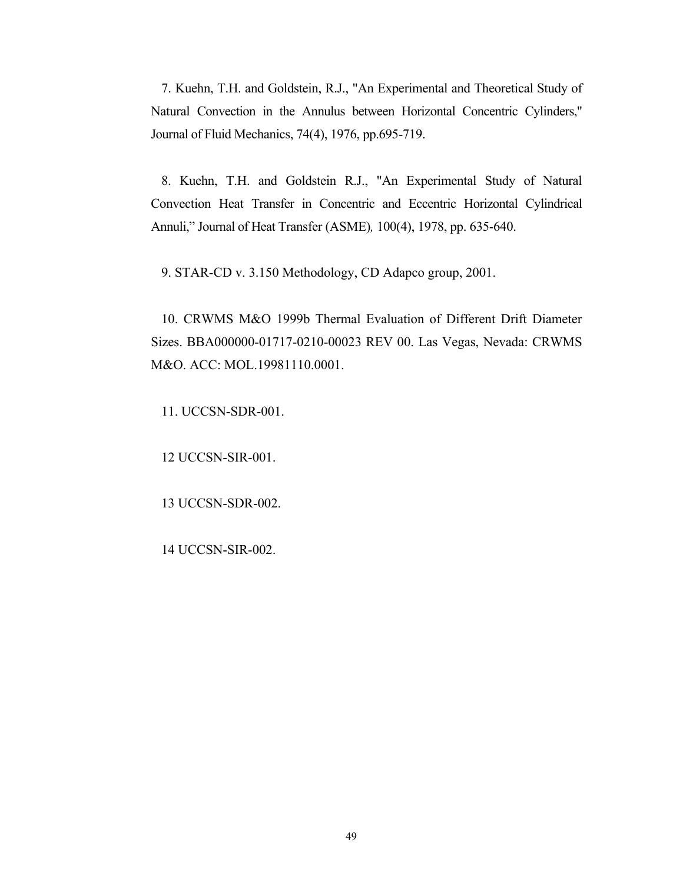7. Kuehn, T.H. and Goldstein, R.J., "An Experimental and Theoretical Study of Natural Convection in the Annulus between Horizontal Concentric Cylinders," Journal of Fluid Mechanics, 74(4), 1976, pp.695-719.

8. Kuehn, T.H. and Goldstein R.J., "An Experimental Study of Natural Convection Heat Transfer in Concentric and Eccentric Horizontal Cylindrical Annuli," Journal of Heat Transfer (ASME)*,* 100(4), 1978, pp. 635-640.

9. STAR-CD v. 3.150 Methodology, CD Adapco group, 2001.

10. CRWMS M&O 1999b Thermal Evaluation of Different Drift Diameter Sizes. BBA000000-01717-0210-00023 REV 00. Las Vegas, Nevada: CRWMS M&O. ACC: MOL.19981110.0001.

11. UCCSN-SDR-001.

12 UCCSN-SIR-001.

13 UCCSN-SDR-002.

14 UCCSN-SIR-002.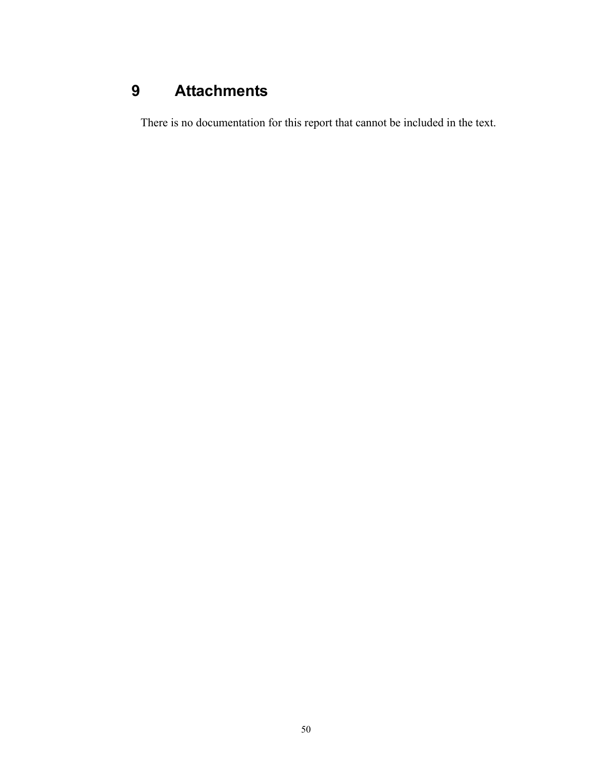# 9 Attachments

There is no documentation for this report that cannot be included in the text.